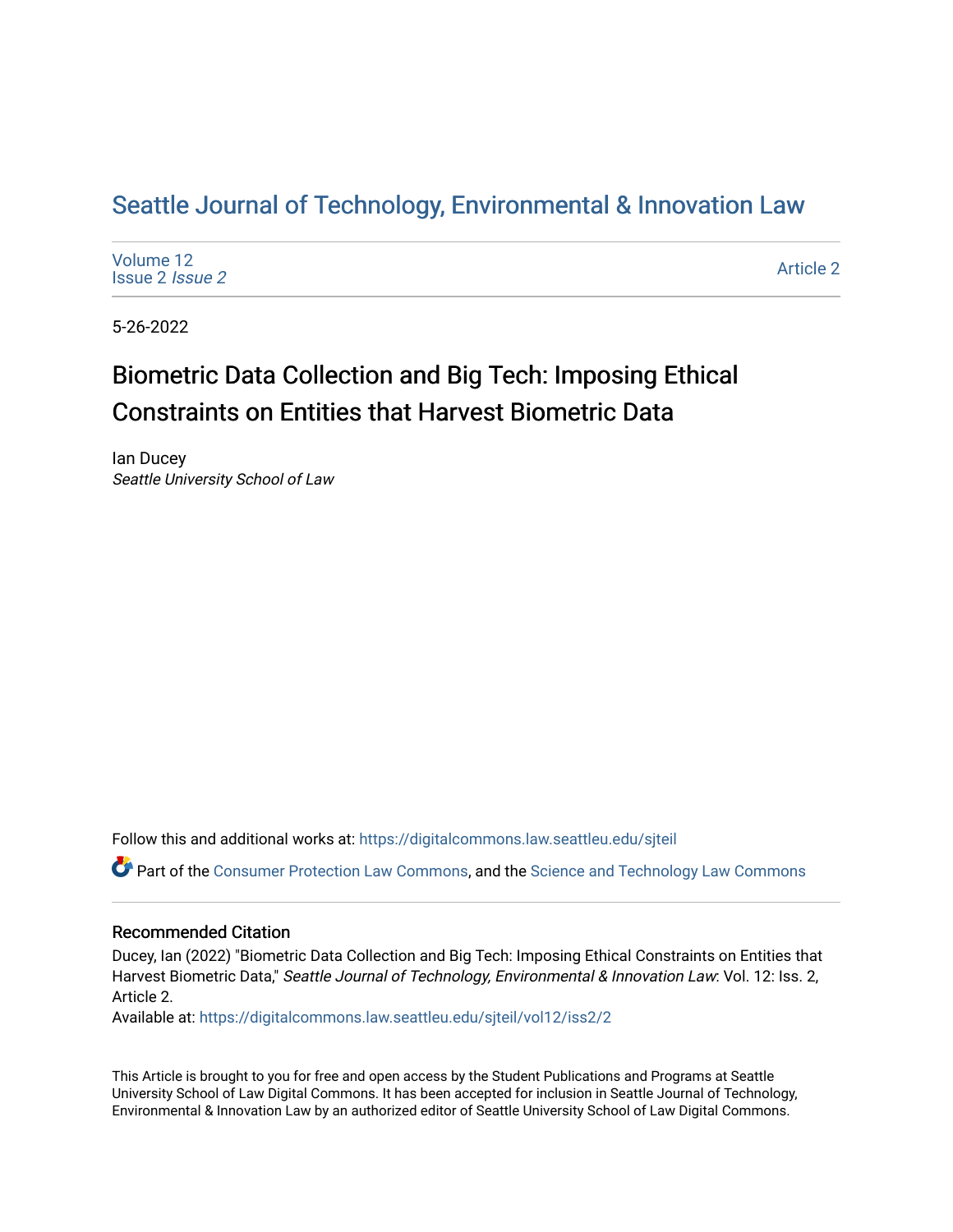# Seattle Journal of Technology, Environmental & Innovation Law

Volume 12
Issue 2 *Issue 2*

Article 2

5-26-2022

## Biometric Data Collection and Big Tech: Imposing Ethical Constraints on Entities that Harvest Biometric Data

Ian Ducey
*Seattle University School of Law*

Follow this and additional works at: https://digitalcommons.law.seattleu.edu/sjteil

Part of the Consumer Protection Law Commons, and the Science and Technology Law Commons

### Recommended Citation

Ducey, Ian (2022) "Biometric Data Collection and Big Tech: Imposing Ethical Constraints on Entities that Harvest Biometric Data," *Seattle Journal of Technology, Environmental & Innovation Law*: Vol. 12: Iss. 2, Article 2.
Available at: https://digitalcommons.law.seattleu.edu/sjteil/vol12/iss2/2

This Article is brought to you for free and open access by the Student Publications and Programs at Seattle University School of Law Digital Commons. It has been accepted for inclusion in Seattle Journal of Technology, Environmental & Innovation Law by an authorized editor of Seattle University School of Law Digital Commons.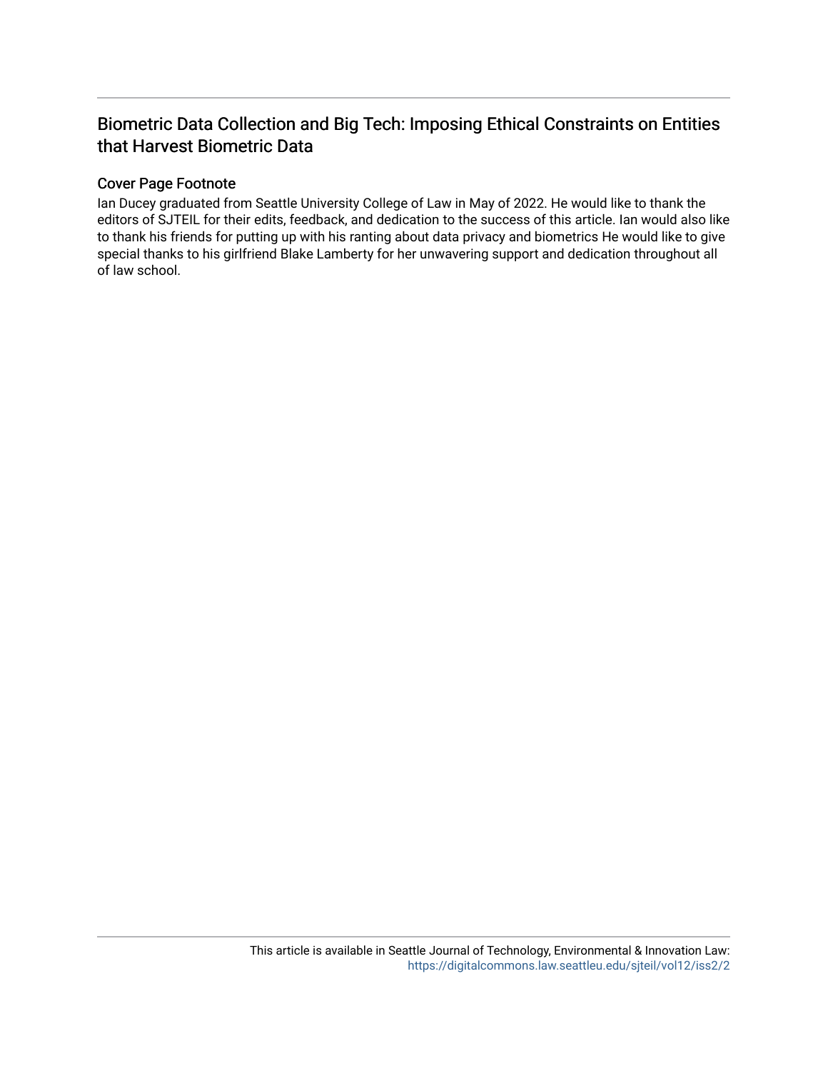# Biometric Data Collection and Big Tech: Imposing Ethical Constraints on Entities that Harvest Biometric Data

## Cover Page Footnote

Ian Ducey graduated from Seattle University College of Law in May of 2022. He would like to thank the editors of SJTEIL for their edits, feedback, and dedication to the success of this article. Ian would also like to thank his friends for putting up with his ranting about data privacy and biometrics He would like to give special thanks to his girlfriend Blake Lamberty for her unwavering support and dedication throughout all of law school.

This article is available in Seattle Journal of Technology, Environmental & Innovation Law: https://digitalcommons.law.seattleu.edu/sjteil/vol12/iss2/2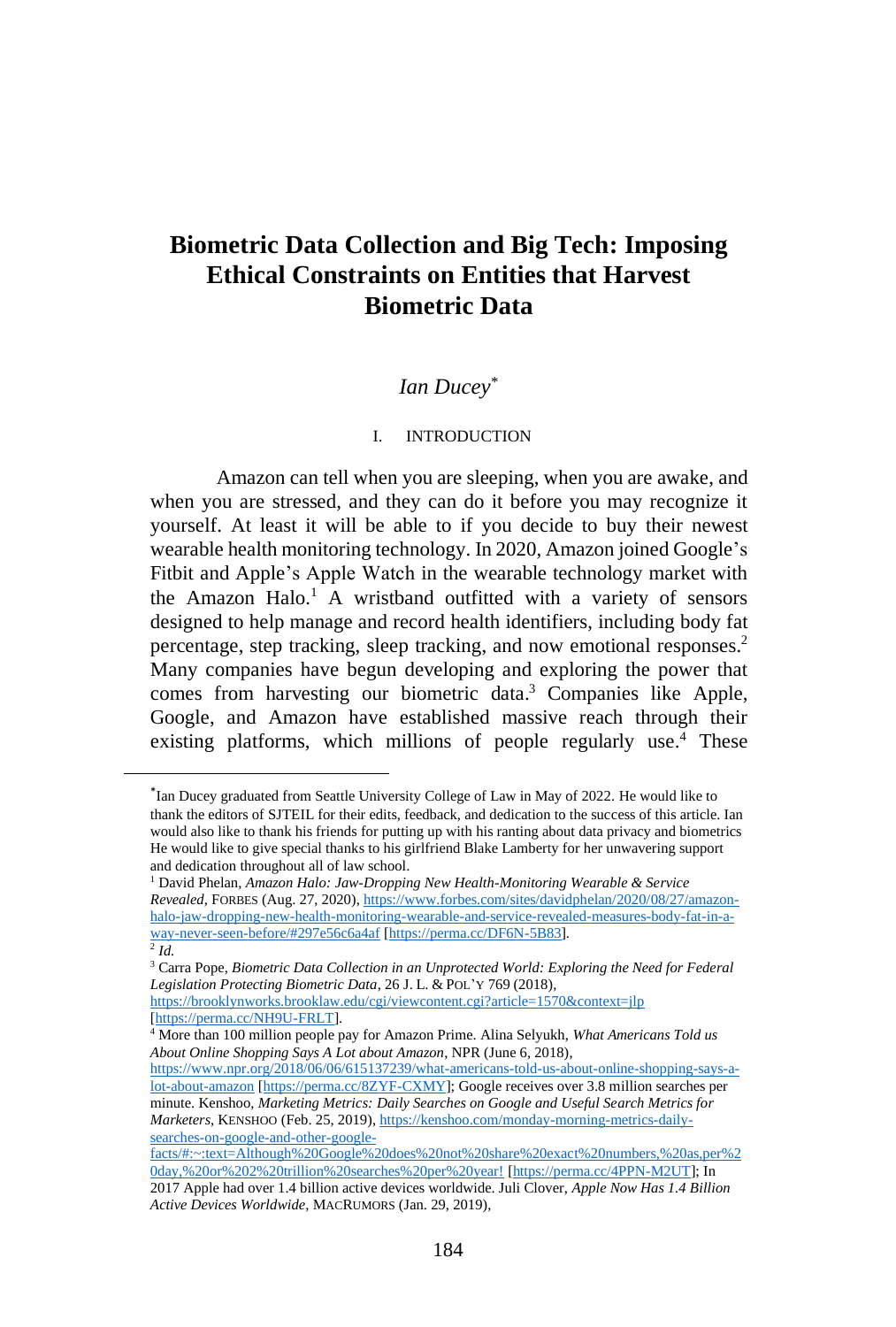# Biometric Data Collection and Big Tech: Imposing Ethical Constraints on Entities that Harvest Biometric Data

*Ian Ducey*[*]

## I. INTRODUCTION

Amazon can tell when you are sleeping, when you are awake, and when you are stressed, and they can do it before you may recognize it yourself. At least it will be able to if you decide to buy their newest wearable health monitoring technology. In 2020, Amazon joined Google's Fitbit and Apple's Apple Watch in the wearable technology market with the Amazon Halo.[1] A wristband outfitted with a variety of sensors designed to help manage and record health identifiers, including body fat percentage, step tracking, sleep tracking, and now emotional responses.[2] Many companies have begun developing and exploring the power that comes from harvesting our biometric data.[3] Companies like Apple, Google, and Amazon have established massive reach through their existing platforms, which millions of people regularly use.[4] These

---

[*] Ian Ducey graduated from Seattle University College of Law in May of 2022. He would like to thank the editors of SJTEIL for their edits, feedback, and dedication to the success of this article. Ian would also like to thank his friends for putting up with his ranting about data privacy and biometrics He would like to give special thanks to his girlfriend Blake Lamberty for her unwavering support and dedication throughout all of law school.

[1] David Phelan, *Amazon Halo: Jaw-Dropping New Health-Monitoring Wearable & Service Revealed*, FORBES (Aug. 27, 2020), https://www.forbes.com/sites/davidphelan/2020/08/27/amazon-halo-jaw-dropping-new-health-monitoring-wearable-and-service-revealed-measures-body-fat-in-a-way-never-seen-before/#297e56c6a4af [https://perma.cc/DF6N-5B83].

[2] *Id.*

[3] Carra Pope, *Biometric Data Collection in an Unprotected World: Exploring the Need for Federal Legislation Protecting Biometric Data*, 26 J. L. & POL'Y 769 (2018), https://brooklynworks.brooklaw.edu/cgi/viewcontent.cgi?article=1570&context=jlp [https://perma.cc/NH9U-FRLT].

[4] More than 100 million people pay for Amazon Prime. Alina Selyukh, *What Americans Told us About Online Shopping Says A Lot about Amazon*, NPR (June 6, 2018), https://www.npr.org/2018/06/06/615137239/what-americans-told-us-about-online-shopping-says-a-lot-about-amazon [https://perma.cc/8ZYF-CXMY]; Google receives over 3.8 million searches per minute. Kenshoo, *Marketing Metrics: Daily Searches on Google and Useful Search Metrics for Marketers*, KENSHOO (Feb. 25, 2019), https://kenshoo.com/monday-morning-metrics-daily-searches-on-google-and-other-google-facts/#:~:text=Although%20Google%20does%20not%20share%20exact%20numbers,%20as,per%20day,%20or%202%20trillion%20searches%20per%20year! [https://perma.cc/4PPN-M2UT]; In 2017 Apple had over 1.4 billion active devices worldwide. Juli Clover, *Apple Now Has 1.4 Billion Active Devices Worldwide*, MACRUMORS (Jan. 29, 2019),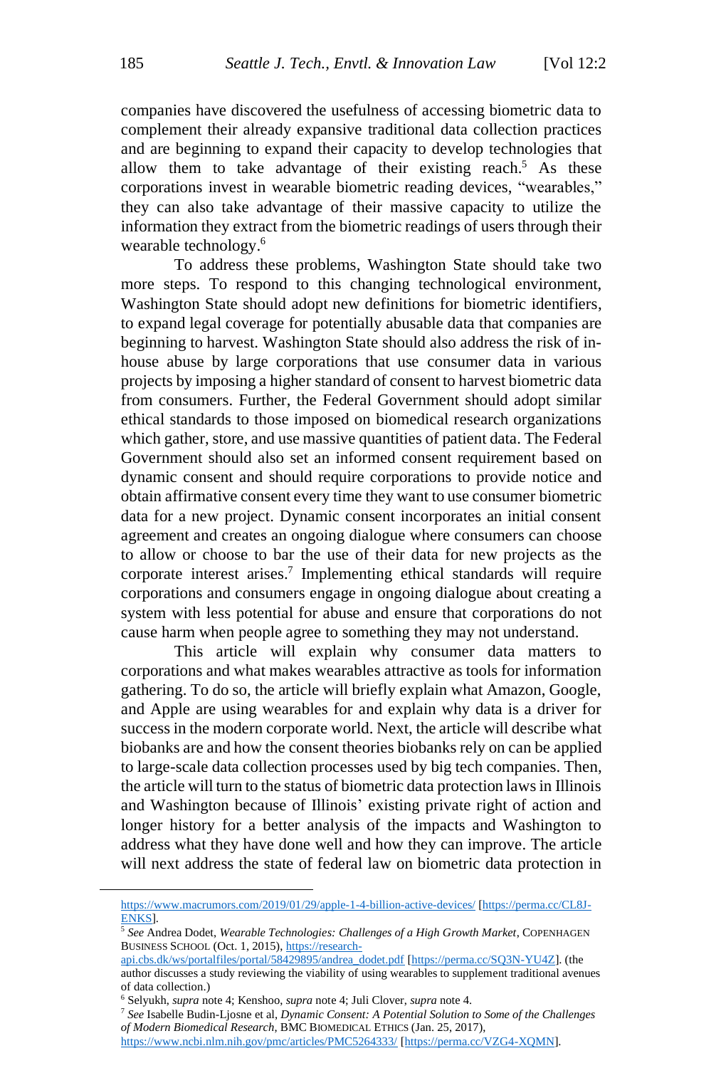companies have discovered the usefulness of accessing biometric data to complement their already expansive traditional data collection practices and are beginning to expand their capacity to develop technologies that allow them to take advantage of their existing reach.[5] As these corporations invest in wearable biometric reading devices, "wearables," they can also take advantage of their massive capacity to utilize the information they extract from the biometric readings of users through their wearable technology.[6]

To address these problems, Washington State should take two more steps. To respond to this changing technological environment, Washington State should adopt new definitions for biometric identifiers, to expand legal coverage for potentially abusable data that companies are beginning to harvest. Washington State should also address the risk of in-house abuse by large corporations that use consumer data in various projects by imposing a higher standard of consent to harvest biometric data from consumers. Further, the Federal Government should adopt similar ethical standards to those imposed on biomedical research organizations which gather, store, and use massive quantities of patient data. The Federal Government should also set an informed consent requirement based on dynamic consent and should require corporations to provide notice and obtain affirmative consent every time they want to use consumer biometric data for a new project. Dynamic consent incorporates an initial consent agreement and creates an ongoing dialogue where consumers can choose to allow or choose to bar the use of their data for new projects as the corporate interest arises.[7] Implementing ethical standards will require corporations and consumers engage in ongoing dialogue about creating a system with less potential for abuse and ensure that corporations do not cause harm when people agree to something they may not understand.

This article will explain why consumer data matters to corporations and what makes wearables attractive as tools for information gathering. To do so, the article will briefly explain what Amazon, Google, and Apple are using wearables for and explain why data is a driver for success in the modern corporate world. Next, the article will describe what biobanks are and how the consent theories biobanks rely on can be applied to large-scale data collection processes used by big tech companies. Then, the article will turn to the status of biometric data protection laws in Illinois and Washington because of Illinois' existing private right of action and longer history for a better analysis of the impacts and Washington to address what they have done well and how they can improve. The article will next address the state of federal law on biometric data protection in

---

https://www.macrumors.com/2019/01/29/apple-1-4-billion-active-devices/ [https://perma.cc/CL8J-ENKS].

[5] *See* Andrea Dodet, *Wearable Technologies: Challenges of a High Growth Market*, COPENHAGEN BUSINESS SCHOOL (Oct. 1, 2015), https://research-api.cbs.dk/ws/portalfiles/portal/58429895/andrea_dodet.pdf [https://perma.cc/SQ3N-YU4Z]. (the author discusses a study reviewing the viability of using wearables to supplement traditional avenues of data collection.)

[6] Selyukh, *supra* note 4; Kenshoo, *supra* note 4; Juli Clover, *supra* note 4.

[7] *See* Isabelle Budin-Ljøsne et al, *Dynamic Consent: A Potential Solution to Some of the Challenges of Modern Biomedical Research*, BMC BIOMEDICAL ETHICS (Jan. 25, 2017), https://www.ncbi.nlm.nih.gov/pmc/articles/PMC5264333/ [https://perma.cc/VZG4-XQMN].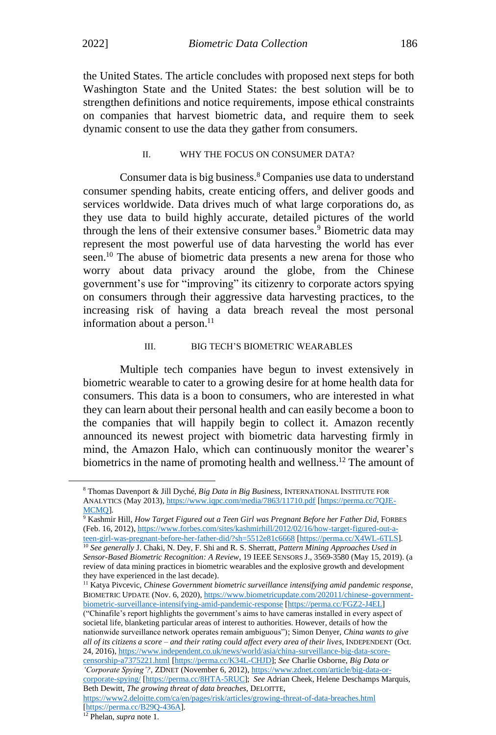the United States. The article concludes with proposed next steps for both Washington State and the United States: the best solution will be to strengthen definitions and notice requirements, impose ethical constraints on companies that harvest biometric data, and require them to seek dynamic consent to use the data they gather from consumers.

## II. WHY THE FOCUS ON CONSUMER DATA?

Consumer data is big business.[8] Companies use data to understand consumer spending habits, create enticing offers, and deliver goods and services worldwide. Data drives much of what large corporations do, as they use data to build highly accurate, detailed pictures of the world through the lens of their extensive consumer bases.[9] Biometric data may represent the most powerful use of data harvesting the world has ever seen.[10] The abuse of biometric data presents a new arena for those who worry about data privacy around the globe, from the Chinese government's use for "improving" its citizenry to corporate actors spying on consumers through their aggressive data harvesting practices, to the increasing risk of having a data breach reveal the most personal information about a person.[11]

## III. BIG TECH'S BIOMETRIC WEARABLES

Multiple tech companies have begun to invest extensively in biometric wearable to cater to a growing desire for at home health data for consumers. This data is a boon to consumers, who are interested in what they can learn about their personal health and can easily become a boon to the companies that will happily begin to collect it. Amazon recently announced its newest project with biometric data harvesting firmly in mind, the Amazon Halo, which can continuously monitor the wearer's biometrics in the name of promoting health and wellness.[12] The amount of

---

[8] Thomas Davenport & Jill Dyché, *Big Data in Big Business*, INTERNATIONAL INSTITUTE FOR ANALYTICS (May 2013), https://www.iqpc.com/media/7863/11710.pdf [https://perma.cc/7QJE-MCMQ].

[9] Kashmir Hill, *How Target Figured out a Teen Girl was Pregnant Before her Father Did*, FORBES (Feb. 16, 2012), https://www.forbes.com/sites/kashmirhill/2012/02/16/how-target-figured-out-a-teen-girl-was-pregnant-before-her-father-did/?sh=5512e81c6668 [https://perma.cc/X4WL-6TLS].

[10] *See generally* J. Chaki, N. Dey, F. Shi and R. S. Sherratt, *Pattern Mining Approaches Used in Sensor-Based Biometric Recognition: A Review*, 19 IEEE SENSORS J., 3569-3580 (May 15, 2019). (a review of data mining practices in biometric wearables and the explosive growth and development they have experienced in the last decade).

[11] Katya Pivcevic, *Chinese Government biometric surveillance intensifying amid pandemic response*, BIOMETRIC UPDATE (Nov. 6, 2020), https://www.biometricupdate.com/202011/chinese-government-biometric-surveillance-intensifying-amid-pandemic-response [https://perma.cc/FGZ2-J4EL] ("Chinafile's report highlights the government's aims to have cameras installed in every aspect of societal life, blanketing particular areas of interest to authorities. However, details of how the nationwide surveillance network operates remain ambiguous"); Simon Denyer, *China wants to give all of its citizens a score – and their rating could affect every area of their lives*, INDEPENDENT (Oct. 24, 2016), https://www.independent.co.uk/news/world/asia/china-surveillance-big-data-score-censorship-a7375221.html [https://perma.cc/K34L-CHJD]; *See* Charlie Osborne, *Big Data or 'Corporate Spying'?*, ZDNET (November 6, 2012), https://www.zdnet.com/article/big-data-or-corporate-spying/ [https://perma.cc/8HTA-5RUC]; *See* Adrian Cheek, Helene Deschamps Marquis, Beth Dewitt, *The growing threat of data breaches*, DELOITTE, https://www2.deloitte.com/ca/en/pages/risk/articles/growing-threat-of-data-breaches.html [https://perma.cc/B29Q-436A].

[12] Phelan, *supra* note 1.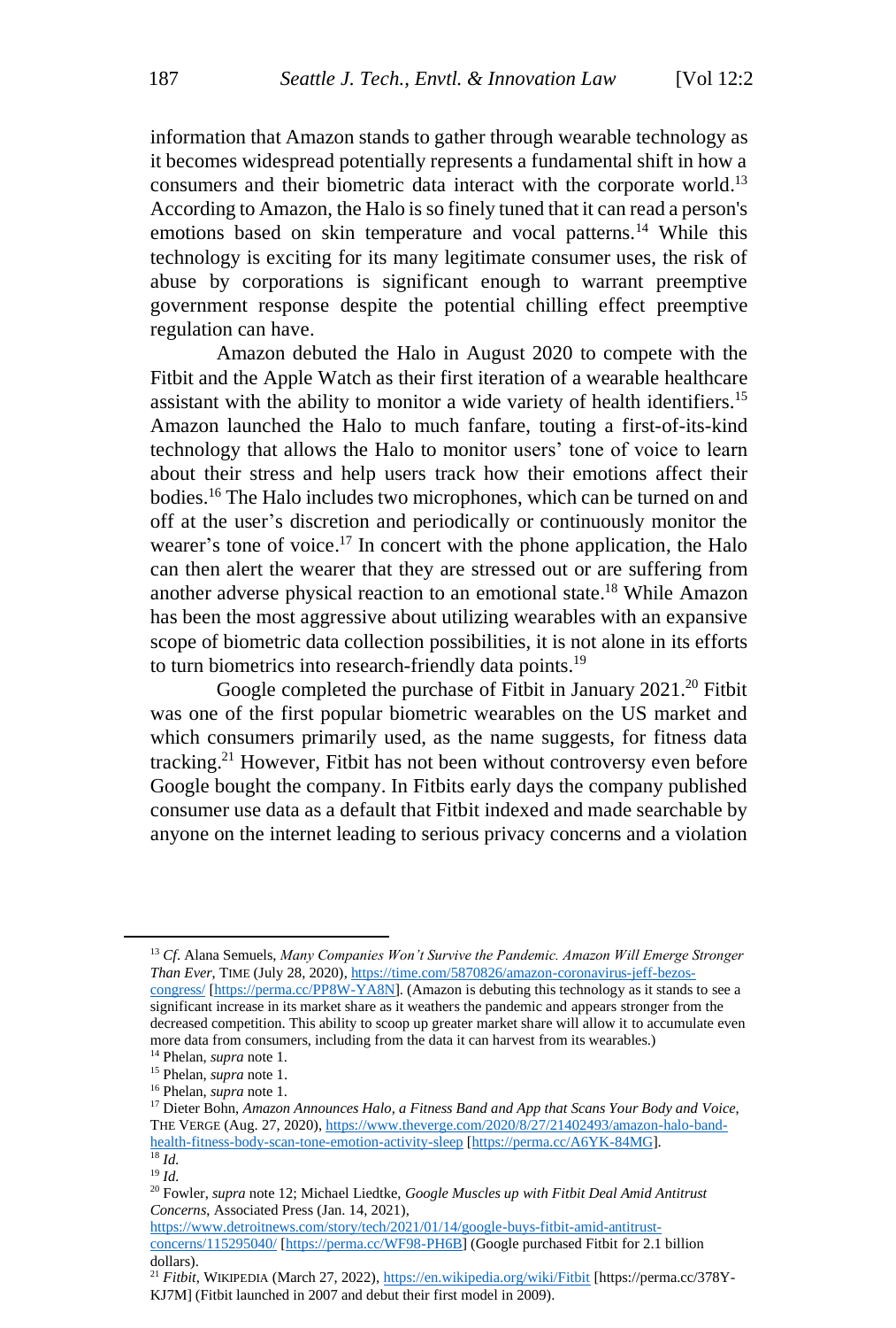information that Amazon stands to gather through wearable technology as it becomes widespread potentially represents a fundamental shift in how a consumers and their biometric data interact with the corporate world.[13] According to Amazon, the Halo is so finely tuned that it can read a person's emotions based on skin temperature and vocal patterns.[14] While this technology is exciting for its many legitimate consumer uses, the risk of abuse by corporations is significant enough to warrant preemptive government response despite the potential chilling effect preemptive regulation can have.

Amazon debuted the Halo in August 2020 to compete with the Fitbit and the Apple Watch as their first iteration of a wearable healthcare assistant with the ability to monitor a wide variety of health identifiers.[15] Amazon launched the Halo to much fanfare, touting a first-of-its-kind technology that allows the Halo to monitor users' tone of voice to learn about their stress and help users track how their emotions affect their bodies.[16] The Halo includes two microphones, which can be turned on and off at the user's discretion and periodically or continuously monitor the wearer's tone of voice.[17] In concert with the phone application, the Halo can then alert the wearer that they are stressed out or are suffering from another adverse physical reaction to an emotional state.[18] While Amazon has been the most aggressive about utilizing wearables with an expansive scope of biometric data collection possibilities, it is not alone in its efforts to turn biometrics into research-friendly data points.[19]

Google completed the purchase of Fitbit in January 2021.[20] Fitbit was one of the first popular biometric wearables on the US market and which consumers primarily used, as the name suggests, for fitness data tracking.[21] However, Fitbit has not been without controversy even before Google bought the company. In Fitbits early days the company published consumer use data as a default that Fitbit indexed and made searchable by anyone on the internet leading to serious privacy concerns and a violation

---

[13] *Cf.* Alana Semuels, *Many Companies Won't Survive the Pandemic. Amazon Will Emerge Stronger Than Ever*, TIME (July 28, 2020), https://time.com/5870826/amazon-coronavirus-jeff-bezos-congress/ [https://perma.cc/PP8W-YA8N]. (Amazon is debuting this technology as it stands to see a significant increase in its market share as it weathers the pandemic and appears stronger from the decreased competition. This ability to scoop up greater market share will allow it to accumulate even more data from consumers, including from the data it can harvest from its wearables.)

[14] Phelan, *supra* note 1.

[15] Phelan, *supra* note 1.

[16] Phelan, *supra* note 1.

[17] Dieter Bohn, *Amazon Announces Halo, a Fitness Band and App that Scans Your Body and Voice*, THE VERGE (Aug. 27, 2020), https://www.theverge.com/2020/8/27/21402493/amazon-halo-band-health-fitness-body-scan-tone-emotion-activity-sleep [https://perma.cc/A6YK-84MG].

[18] *Id.*

[19] *Id.*

[20] Fowler, *supra* note 12; Michael Liedtke, *Google Muscles up with Fitbit Deal Amid Antitrust Concerns*, Associated Press (Jan. 14, 2021), https://www.detroitnews.com/story/tech/2021/01/14/google-buys-fitbit-amid-antitrust-concerns/115295040/ [https://perma.cc/WF98-PH6B] (Google purchased Fitbit for 2.1 billion dollars).

[21] *Fitbit*, WIKIPEDIA (March 27, 2022), https://en.wikipedia.org/wiki/Fitbit [https://perma.cc/378Y-KJ7M] (Fitbit launched in 2007 and debut their first model in 2009).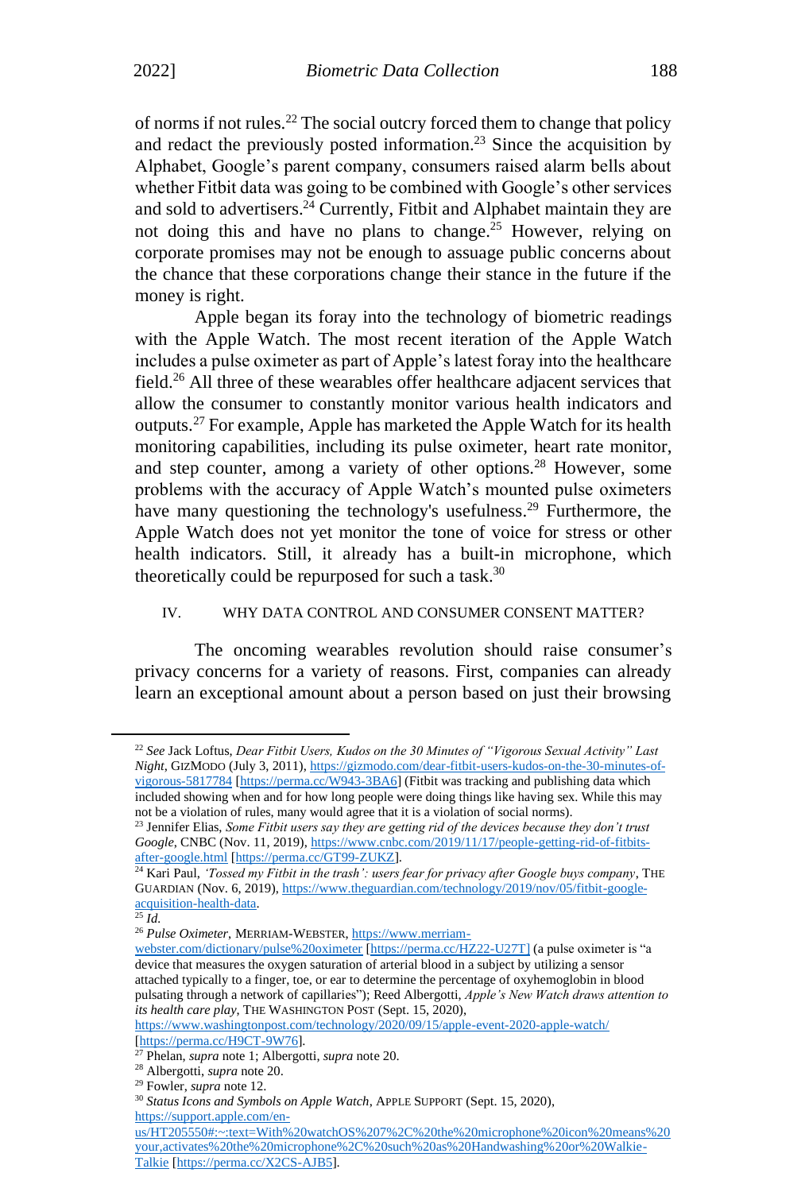of norms if not rules.[22] The social outcry forced them to change that policy and redact the previously posted information.[23] Since the acquisition by Alphabet, Google's parent company, consumers raised alarm bells about whether Fitbit data was going to be combined with Google's other services and sold to advertisers.[24] Currently, Fitbit and Alphabet maintain they are not doing this and have no plans to change.[25] However, relying on corporate promises may not be enough to assuage public concerns about the chance that these corporations change their stance in the future if the money is right.

Apple began its foray into the technology of biometric readings with the Apple Watch. The most recent iteration of the Apple Watch includes a pulse oximeter as part of Apple's latest foray into the healthcare field.[26] All three of these wearables offer healthcare adjacent services that allow the consumer to constantly monitor various health indicators and outputs.[27] For example, Apple has marketed the Apple Watch for its health monitoring capabilities, including its pulse oximeter, heart rate monitor, and step counter, among a variety of other options.[28] However, some problems with the accuracy of Apple Watch's mounted pulse oximeters have many questioning the technology's usefulness.[29] Furthermore, the Apple Watch does not yet monitor the tone of voice for stress or other health indicators. Still, it already has a built-in microphone, which theoretically could be repurposed for such a task.[30]

## IV. WHY DATA CONTROL AND CONSUMER CONSENT MATTER?

The oncoming wearables revolution should raise consumer's privacy concerns for a variety of reasons. First, companies can already learn an exceptional amount about a person based on just their browsing

---

[22] *See* Jack Loftus, *Dear Fitbit Users, Kudos on the 30 Minutes of "Vigorous Sexual Activity" Last Night*, GIZMODO (July 3, 2011), https://gizmodo.com/dear-fitbit-users-kudos-on-the-30-minutes-of-vigorous-5817784 [https://perma.cc/W943-3BA6] (Fitbit was tracking and publishing data which included showing when and for how long people were doing things like having sex. While this may not be a violation of rules, many would agree that it is a violation of social norms).

[23] Jennifer Elias, *Some Fitbit users say they are getting rid of the devices because they don't trust Google*, CNBC (Nov. 11, 2019), https://www.cnbc.com/2019/11/17/people-getting-rid-of-fitbits-after-google.html [https://perma.cc/GT99-ZUKZ].

[24] Kari Paul, *'Tossed my Fitbit in the trash': users fear for privacy after Google buys company*, THE GUARDIAN (Nov. 6, 2019), https://www.theguardian.com/technology/2019/nov/05/fitbit-google-acquisition-health-data.

[25] *Id.*

[26] *Pulse Oximeter*, MERRIAM-WEBSTER, https://www.merriam-webster.com/dictionary/pulse%20oximeter [https://perma.cc/HZ22-U27T] (a pulse oximeter is "a device that measures the oxygen saturation of arterial blood in a subject by utilizing a sensor attached typically to a finger, toe, or ear to determine the percentage of oxyhemoglobin in blood pulsating through a network of capillaries"); Reed Albergotti, *Apple's New Watch draws attention to its health care play*, THE WASHINGTON POST (Sept. 15, 2020), https://www.washingtonpost.com/technology/2020/09/15/apple-event-2020-apple-watch/ [https://perma.cc/H9CT-9W76].

[27] Phelan, *supra* note 1; Albergotti, *supra* note 20.

[28] Albergotti, *supra* note 20.

[29] Fowler, *supra* note 12.

[30] *Status Icons and Symbols on Apple Watch*, APPLE SUPPORT (Sept. 15, 2020), https://support.apple.com/en-us/HT205550#:~:text=With%20watchOS%207%2C%20the%20microphone%20icon%20means%20your,activates%20the%20microphone%2C%20such%20as%20Handwashing%20or%20Walkie-Talkie [https://perma.cc/X2CS-AJB5].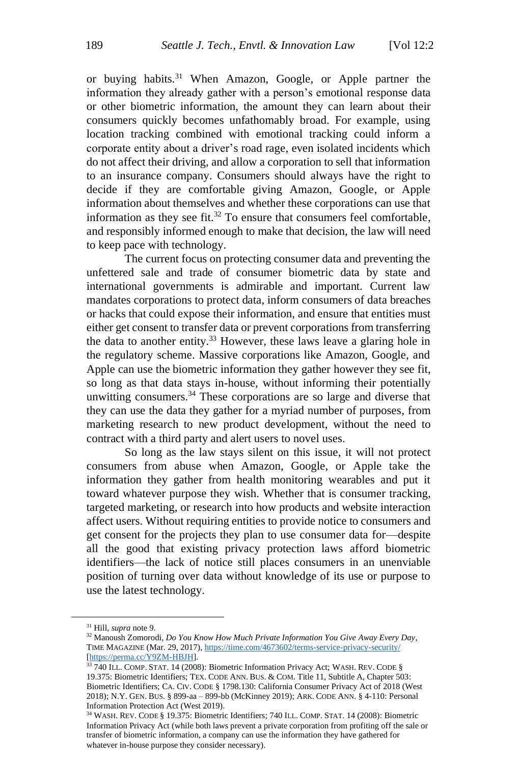or buying habits.[31] When Amazon, Google, or Apple partner the information they already gather with a person's emotional response data or other biometric information, the amount they can learn about their consumers quickly becomes unfathomably broad. For example, using location tracking combined with emotional tracking could inform a corporate entity about a driver's road rage, even isolated incidents which do not affect their driving, and allow a corporation to sell that information to an insurance company. Consumers should always have the right to decide if they are comfortable giving Amazon, Google, or Apple information about themselves and whether these corporations can use that information as they see fit.[32] To ensure that consumers feel comfortable, and responsibly informed enough to make that decision, the law will need to keep pace with technology.

The current focus on protecting consumer data and preventing the unfettered sale and trade of consumer biometric data by state and international governments is admirable and important. Current law mandates corporations to protect data, inform consumers of data breaches or hacks that could expose their information, and ensure that entities must either get consent to transfer data or prevent corporations from transferring the data to another entity.[33] However, these laws leave a glaring hole in the regulatory scheme. Massive corporations like Amazon, Google, and Apple can use the biometric information they gather however they see fit, so long as that data stays in-house, without informing their potentially unwitting consumers.[34] These corporations are so large and diverse that they can use the data they gather for a myriad number of purposes, from marketing research to new product development, without the need to contract with a third party and alert users to novel uses.

So long as the law stays silent on this issue, it will not protect consumers from abuse when Amazon, Google, or Apple take the information they gather from health monitoring wearables and put it toward whatever purpose they wish. Whether that is consumer tracking, targeted marketing, or research into how products and website interaction affect users. Without requiring entities to provide notice to consumers and get consent for the projects they plan to use consumer data for—despite all the good that existing privacy protection laws afford biometric identifiers—the lack of notice still places consumers in an unenviable position of turning over data without knowledge of its use or purpose to use the latest technology.

---

[31] Hill, *supra* note 9.

[32] Manoush Zomorodi, *Do You Know How Much Private Information You Give Away Every Day*, TIME MAGAZINE (Mar. 29, 2017), https://time.com/4673602/terms-service-privacy-security/ [https://perma.cc/Y9ZM-HBJH].

[33] 740 ILL. COMP. STAT. 14 (2008): Biometric Information Privacy Act; WASH. REV. CODE § 19.375: Biometric Identifiers; TEX. CODE ANN. BUS. & COM. Title 11, Subtitle A, Chapter 503: Biometric Identifiers; CA. CIV. CODE § 1798.130: California Consumer Privacy Act of 2018 (West 2018); N.Y. GEN. BUS. § 899-aa – 899-bb (McKinney 2019); ARK. CODE ANN. § 4-110: Personal Information Protection Act (West 2019).

[34] WASH. REV. CODE § 19.375: Biometric Identifiers; 740 ILL. COMP. STAT. 14 (2008): Biometric Information Privacy Act (while both laws prevent a private corporation from profiting off the sale or transfer of biometric information, a company can use the information they have gathered for whatever in-house purpose they consider necessary).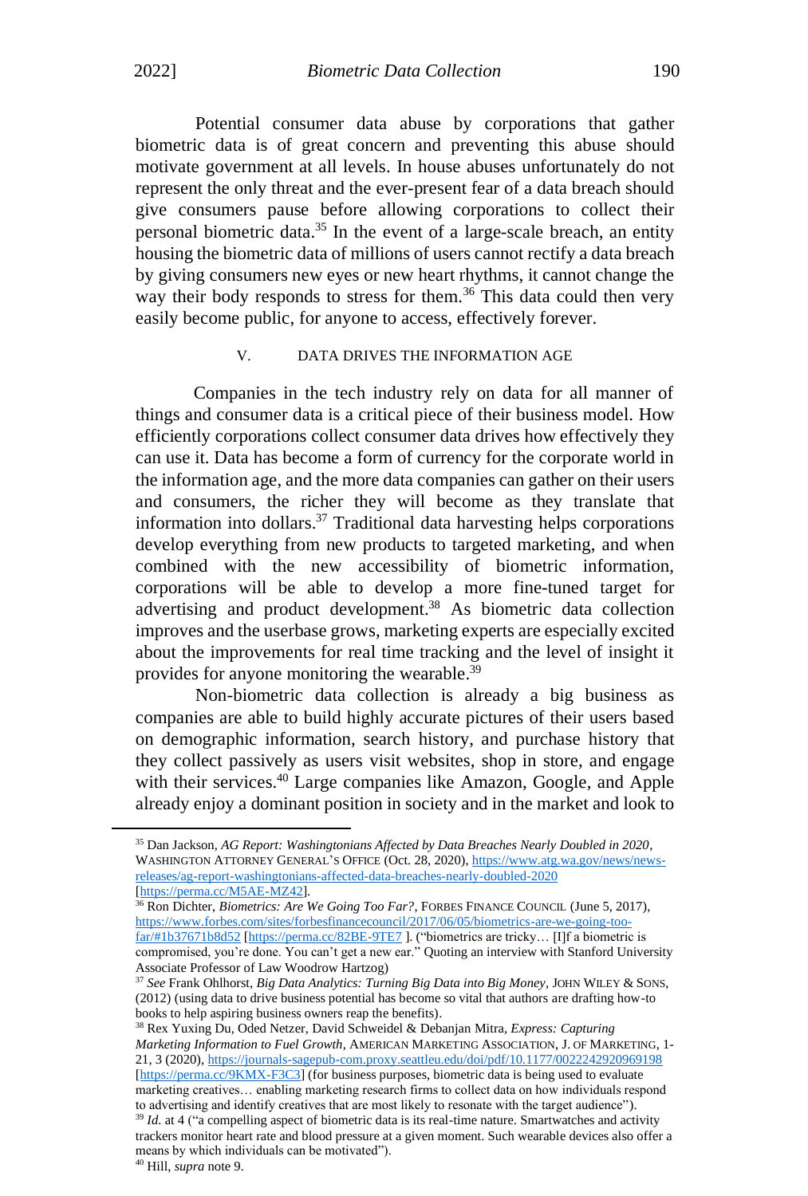Potential consumer data abuse by corporations that gather biometric data is of great concern and preventing this abuse should motivate government at all levels. In house abuses unfortunately do not represent the only threat and the ever-present fear of a data breach should give consumers pause before allowing corporations to collect their personal biometric data.[35] In the event of a large-scale breach, an entity housing the biometric data of millions of users cannot rectify a data breach by giving consumers new eyes or new heart rhythms, it cannot change the way their body responds to stress for them.[36] This data could then very easily become public, for anyone to access, effectively forever.

## V. DATA DRIVES THE INFORMATION AGE

Companies in the tech industry rely on data for all manner of things and consumer data is a critical piece of their business model. How efficiently corporations collect consumer data drives how effectively they can use it. Data has become a form of currency for the corporate world in the information age, and the more data companies can gather on their users and consumers, the richer they will become as they translate that information into dollars.[37] Traditional data harvesting helps corporations develop everything from new products to targeted marketing, and when combined with the new accessibility of biometric information, corporations will be able to develop a more fine-tuned target for advertising and product development.[38] As biometric data collection improves and the userbase grows, marketing experts are especially excited about the improvements for real time tracking and the level of insight it provides for anyone monitoring the wearable.[39]

Non-biometric data collection is already a big business as companies are able to build highly accurate pictures of their users based on demographic information, search history, and purchase history that they collect passively as users visit websites, shop in store, and engage with their services.[40] Large companies like Amazon, Google, and Apple already enjoy a dominant position in society and in the market and look to

---

[35] Dan Jackson, *AG Report: Washingtonians Affected by Data Breaches Nearly Doubled in 2020*, WASHINGTON ATTORNEY GENERAL'S OFFICE (Oct. 28, 2020), https://www.atg.wa.gov/news/news-releases/ag-report-washingtonians-affected-data-breaches-nearly-doubled-2020 [https://perma.cc/M5AE-MZ42].

[36] Ron Dichter, *Biometrics: Are We Going Too Far?*, FORBES FINANCE COUNCIL (June 5, 2017), https://www.forbes.com/sites/forbesfinancecouncil/2017/06/05/biometrics-are-we-going-too-far/#1b37671b8d52 [https://perma.cc/82BE-9TE7 ]. ("biometrics are tricky… [I]f a biometric is compromised, you're done. You can't get a new ear." Quoting an interview with Stanford University Associate Professor of Law Woodrow Hartzog)

[37] *See* Frank Ohlhorst, *Big Data Analytics: Turning Big Data into Big Money*, JOHN WILEY & SONS, (2012) (using data to drive business potential has become so vital that authors are drafting how-to books to help aspiring business owners reap the benefits).

[38] Rex Yuxing Du, Oded Netzer, David Schweidel & Debanjan Mitra, *Express: Capturing Marketing Information to Fuel Growth*, AMERICAN MARKETING ASSOCIATION, J. OF MARKETING, 1-21, 3 (2020), https://journals-sagepub-com.proxy.seattleu.edu/doi/pdf/10.1177/0022242920969198 [https://perma.cc/9KMX-F3C3] (for business purposes, biometric data is being used to evaluate marketing creatives… enabling marketing research firms to collect data on how individuals respond to advertising and identify creatives that are most likely to resonate with the target audience").

[39] *Id.* at 4 ("a compelling aspect of biometric data is its real-time nature. Smartwatches and activity trackers monitor heart rate and blood pressure at a given moment. Such wearable devices also offer a means by which individuals can be motivated").

[40] Hill, *supra* note 9.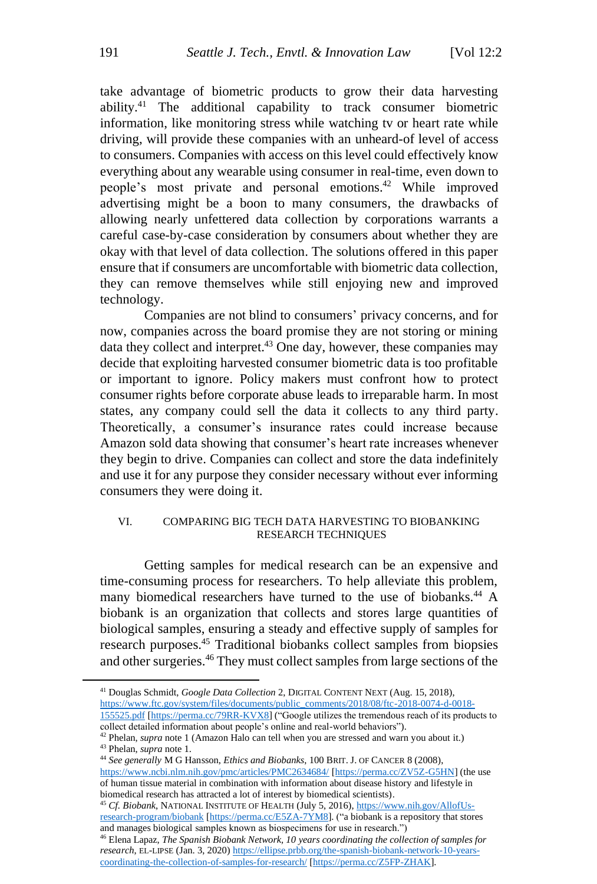take advantage of biometric products to grow their data harvesting ability.[41] The additional capability to track consumer biometric information, like monitoring stress while watching tv or heart rate while driving, will provide these companies with an unheard-of level of access to consumers. Companies with access on this level could effectively know everything about any wearable using consumer in real-time, even down to people's most private and personal emotions.[42] While improved advertising might be a boon to many consumers, the drawbacks of allowing nearly unfettered data collection by corporations warrants a careful case-by-case consideration by consumers about whether they are okay with that level of data collection. The solutions offered in this paper ensure that if consumers are uncomfortable with biometric data collection, they can remove themselves while still enjoying new and improved technology.

Companies are not blind to consumers' privacy concerns, and for now, companies across the board promise they are not storing or mining data they collect and interpret.[43] One day, however, these companies may decide that exploiting harvested consumer biometric data is too profitable or important to ignore. Policy makers must confront how to protect consumer rights before corporate abuse leads to irreparable harm. In most states, any company could sell the data it collects to any third party. Theoretically, a consumer's insurance rates could increase because Amazon sold data showing that consumer's heart rate increases whenever they begin to drive. Companies can collect and store the data indefinitely and use it for any purpose they consider necessary without ever informing consumers they were doing it.

## VI. COMPARING BIG TECH DATA HARVESTING TO BIOBANKING RESEARCH TECHNIQUES

Getting samples for medical research can be an expensive and time-consuming process for researchers. To help alleviate this problem, many biomedical researchers have turned to the use of biobanks.[44] A biobank is an organization that collects and stores large quantities of biological samples, ensuring a steady and effective supply of samples for research purposes.[45] Traditional biobanks collect samples from biopsies and other surgeries.[46] They must collect samples from large sections of the

---

[41] Douglas Schmidt, *Google Data Collection* 2, DIGITAL CONTENT NEXT (Aug. 15, 2018), https://www.ftc.gov/system/files/documents/public_comments/2018/08/ftc-2018-0074-d-0018-155525.pdf [https://perma.cc/79RR-KVX8] ("Google utilizes the tremendous reach of its products to collect detailed information about people's online and real-world behaviors").

[42] Phelan, *supra* note 1 (Amazon Halo can tell when you are stressed and warn you about it.)

[43] Phelan, *supra* note 1.

[44] *See generally* M G Hansson, *Ethics and Biobanks*, 100 BRIT. J. OF CANCER 8 (2008), https://www.ncbi.nlm.nih.gov/pmc/articles/PMC2634684/ [https://perma.cc/ZV5Z-G5HN] (the use of human tissue material in combination with information about disease history and lifestyle in biomedical research has attracted a lot of interest by biomedical scientists).

[45] *Cf. Biobank*, NATIONAL INSTITUTE OF HEALTH (July 5, 2016), https://www.nih.gov/AllofUs-research-program/biobank [https://perma.cc/E5ZA-7YM8]. ("a biobank is a repository that stores and manages biological samples known as biospecimens for use in research.")

[46] Elena Lapaz, *The Spanish Biobank Network, 10 years coordinating the collection of samples for research*, EL-LIPSE (Jan. 3, 2020) https://ellipse.prbb.org/the-spanish-biobank-network-10-years-coordinating-the-collection-of-samples-for-research/ [https://perma.cc/Z5FP-ZHAK].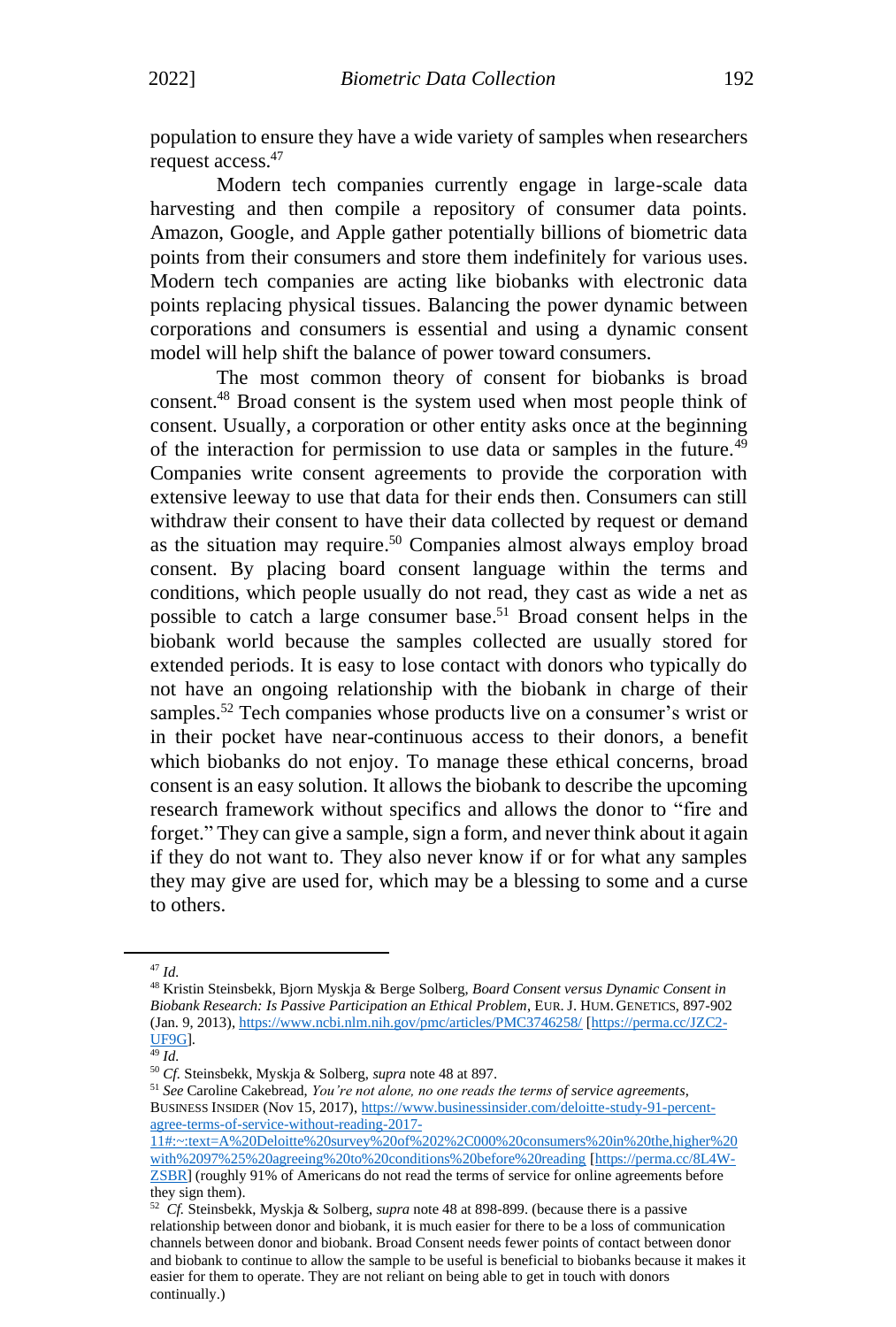population to ensure they have a wide variety of samples when researchers request access.[47]

Modern tech companies currently engage in large-scale data harvesting and then compile a repository of consumer data points. Amazon, Google, and Apple gather potentially billions of biometric data points from their consumers and store them indefinitely for various uses. Modern tech companies are acting like biobanks with electronic data points replacing physical tissues. Balancing the power dynamic between corporations and consumers is essential and using a dynamic consent model will help shift the balance of power toward consumers.

The most common theory of consent for biobanks is broad consent.[48] Broad consent is the system used when most people think of consent. Usually, a corporation or other entity asks once at the beginning of the interaction for permission to use data or samples in the future.[49] Companies write consent agreements to provide the corporation with extensive leeway to use that data for their ends then. Consumers can still withdraw their consent to have their data collected by request or demand as the situation may require.[50] Companies almost always employ broad consent. By placing board consent language within the terms and conditions, which people usually do not read, they cast as wide a net as possible to catch a large consumer base.[51] Broad consent helps in the biobank world because the samples collected are usually stored for extended periods. It is easy to lose contact with donors who typically do not have an ongoing relationship with the biobank in charge of their samples.[52] Tech companies whose products live on a consumer's wrist or in their pocket have near-continuous access to their donors, a benefit which biobanks do not enjoy. To manage these ethical concerns, broad consent is an easy solution. It allows the biobank to describe the upcoming research framework without specifics and allows the donor to "fire and forget." They can give a sample, sign a form, and never think about it again if they do not want to. They also never know if or for what any samples they may give are used for, which may be a blessing to some and a curse to others.

---

[47] *Id.*

[48] Kristin Steinsbekk, Bjorn Myskja & Berge Solberg, *Board Consent versus Dynamic Consent in Biobank Research: Is Passive Participation an Ethical Problem*, EUR. J. HUM. GENETICS, 897-902 (Jan. 9, 2013), https://www.ncbi.nlm.nih.gov/pmc/articles/PMC3746258/ [https://perma.cc/JZC2-UF9G].

[49] *Id.*

[50] *Cf.* Steinsbekk, Myskja & Solberg, *supra* note 48 at 897.

[51] *See* Caroline Cakebread, *You're not alone, no one reads the terms of service agreements*, BUSINESS INSIDER (Nov 15, 2017), https://www.businessinsider.com/deloitte-study-91-percent-agree-terms-of-service-without-reading-2017-11#:~:text=A%20Deloitte%20survey%20of%202%2C000%20consumers%20in%20the,higher%20with%2097%25%20agreeing%20to%20conditions%20before%20reading [https://perma.cc/8L4W-ZSBR] (roughly 91% of Americans do not read the terms of service for online agreements before they sign them).

[52] *Cf.* Steinsbekk, Myskja & Solberg, *supra* note 48 at 898-899. (because there is a passive relationship between donor and biobank, it is much easier for there to be a loss of communication channels between donor and biobank. Broad Consent needs fewer points of contact between donor and biobank to continue to allow the sample to be useful is beneficial to biobanks because it makes it easier for them to operate. They are not reliant on being able to get in touch with donors continually.)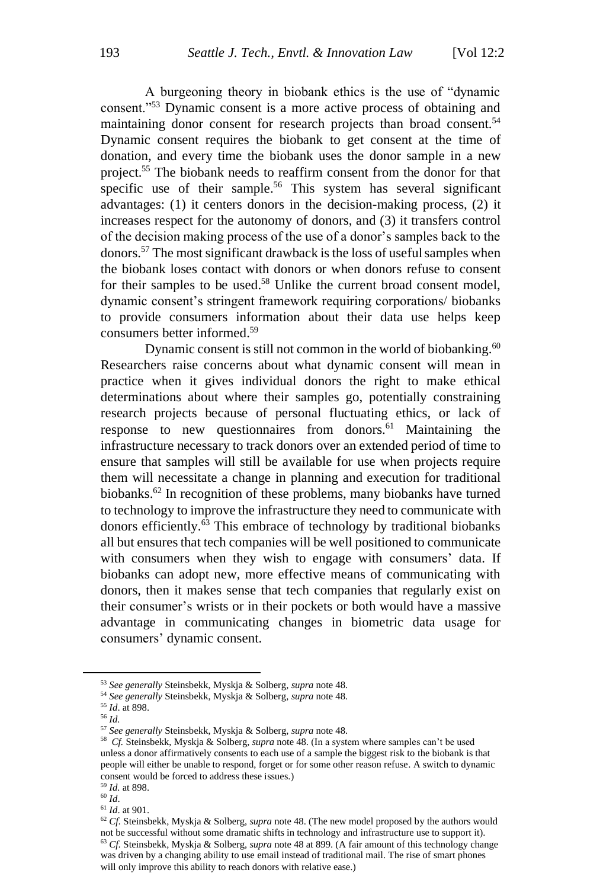A burgeoning theory in biobank ethics is the use of "dynamic consent."[53] Dynamic consent is a more active process of obtaining and maintaining donor consent for research projects than broad consent.[54] Dynamic consent requires the biobank to get consent at the time of donation, and every time the biobank uses the donor sample in a new project.[55] The biobank needs to reaffirm consent from the donor for that specific use of their sample.[56] This system has several significant advantages: (1) it centers donors in the decision-making process, (2) it increases respect for the autonomy of donors, and (3) it transfers control of the decision making process of the use of a donor's samples back to the donors.[57] The most significant drawback is the loss of useful samples when the biobank loses contact with donors or when donors refuse to consent for their samples to be used.[58] Unlike the current broad consent model, dynamic consent's stringent framework requiring corporations/ biobanks to provide consumers information about their data use helps keep consumers better informed.[59]

Dynamic consent is still not common in the world of biobanking.[60] Researchers raise concerns about what dynamic consent will mean in practice when it gives individual donors the right to make ethical determinations about where their samples go, potentially constraining research projects because of personal fluctuating ethics, or lack of response to new questionnaires from donors.[61] Maintaining the infrastructure necessary to track donors over an extended period of time to ensure that samples will still be available for use when projects require them will necessitate a change in planning and execution for traditional biobanks.[62] In recognition of these problems, many biobanks have turned to technology to improve the infrastructure they need to communicate with donors efficiently.[63] This embrace of technology by traditional biobanks all but ensures that tech companies will be well positioned to communicate with consumers when they wish to engage with consumers' data. If biobanks can adopt new, more effective means of communicating with donors, then it makes sense that tech companies that regularly exist on their consumer's wrists or in their pockets or both would have a massive advantage in communicating changes in biometric data usage for consumers' dynamic consent.

---

[53] *See generally* Steinsbekk, Myskja & Solberg, *supra* note 48.

[54] *See generally* Steinsbekk, Myskja & Solberg, *supra* note 48.

[55] *Id*. at 898.

[56] *Id.*

[57] *See generally* Steinsbekk, Myskja & Solberg, *supra* note 48.

[58] *Cf.* Steinsbekk, Myskja & Solberg, *supra* note 48. (In a system where samples can't be used unless a donor affirmatively consents to each use of a sample the biggest risk to the biobank is that people will either be unable to respond, forget or for some other reason refuse. A switch to dynamic consent would be forced to address these issues.)

[59] *Id.* at 898.

[60] *Id*.

[61] *Id*. at 901.

[62] *Cf.* Steinsbekk, Myskja & Solberg, *supra* note 48. (The new model proposed by the authors would not be successful without some dramatic shifts in technology and infrastructure use to support it).

[63] *Cf.* Steinsbekk, Myskja & Solberg, *supra* note 48 at 899. (A fair amount of this technology change was driven by a changing ability to use email instead of traditional mail. The rise of smart phones will only improve this ability to reach donors with relative ease.)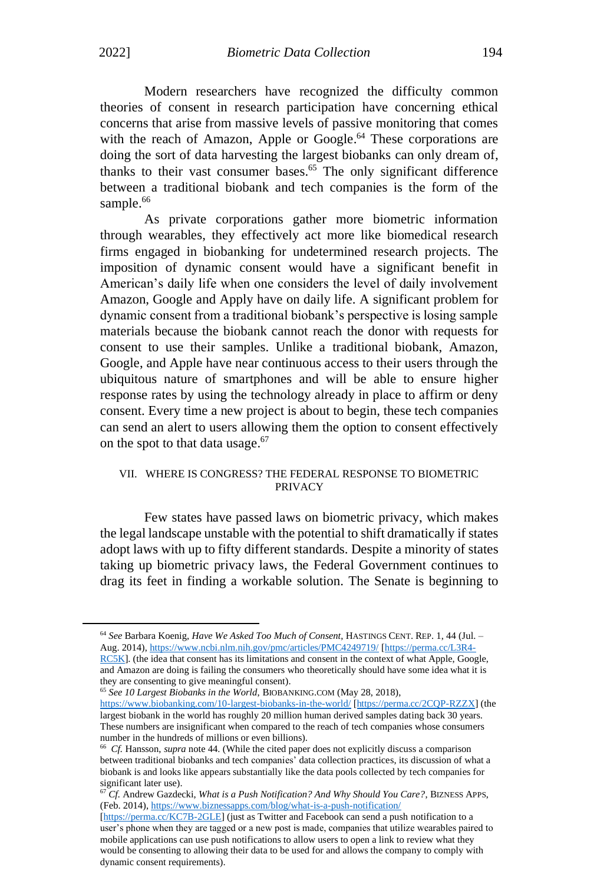Modern researchers have recognized the difficulty common theories of consent in research participation have concerning ethical concerns that arise from massive levels of passive monitoring that comes with the reach of Amazon, Apple or Google.[64] These corporations are doing the sort of data harvesting the largest biobanks can only dream of, thanks to their vast consumer bases.[65] The only significant difference between a traditional biobank and tech companies is the form of the sample.[66]

As private corporations gather more biometric information through wearables, they effectively act more like biomedical research firms engaged in biobanking for undetermined research projects. The imposition of dynamic consent would have a significant benefit in American's daily life when one considers the level of daily involvement Amazon, Google and Apply have on daily life. A significant problem for dynamic consent from a traditional biobank's perspective is losing sample materials because the biobank cannot reach the donor with requests for consent to use their samples. Unlike a traditional biobank, Amazon, Google, and Apple have near continuous access to their users through the ubiquitous nature of smartphones and will be able to ensure higher response rates by using the technology already in place to affirm or deny consent. Every time a new project is about to begin, these tech companies can send an alert to users allowing them the option to consent effectively on the spot to that data usage.[67]

## VII. WHERE IS CONGRESS? THE FEDERAL RESPONSE TO BIOMETRIC PRIVACY

Few states have passed laws on biometric privacy, which makes the legal landscape unstable with the potential to shift dramatically if states adopt laws with up to fifty different standards. Despite a minority of states taking up biometric privacy laws, the Federal Government continues to drag its feet in finding a workable solution. The Senate is beginning to

---

[64] *See* Barbara Koenig, *Have We Asked Too Much of Consent*, HASTINGS CENT. REP. 1, 44 (Jul. – Aug. 2014), https://www.ncbi.nlm.nih.gov/pmc/articles/PMC4249719/ [https://perma.cc/L3R4-RC5K]. (the idea that consent has its limitations and consent in the context of what Apple, Google, and Amazon are doing is failing the consumers who theoretically should have some idea what it is they are consenting to give meaningful consent).

[65] *See 10 Largest Biobanks in the World*, BIOBANKING.COM (May 28, 2018), https://www.biobanking.com/10-largest-biobanks-in-the-world/ [https://perma.cc/2CQP-RZZX] (the largest biobank in the world has roughly 20 million human derived samples dating back 30 years. These numbers are insignificant when compared to the reach of tech companies whose consumers number in the hundreds of millions or even billions).

[66] *Cf.* Hansson, *supra* note 44. (While the cited paper does not explicitly discuss a comparison between traditional biobanks and tech companies' data collection practices, its discussion of what a biobank is and looks like appears substantially like the data pools collected by tech companies for significant later use).

[67] *Cf.* Andrew Gazdecki, *What is a Push Notification? And Why Should You Care?*, BIZNESS APPS, (Feb. 2014), https://www.biznessapps.com/blog/what-is-a-push-notification/ [https://perma.cc/KC7B-2GLE] (just as Twitter and Facebook can send a push notification to a user's phone when they are tagged or a new post is made, companies that utilize wearables paired to mobile applications can use push notifications to allow users to open a link to review what they would be consenting to allowing their data to be used for and allows the company to comply with dynamic consent requirements).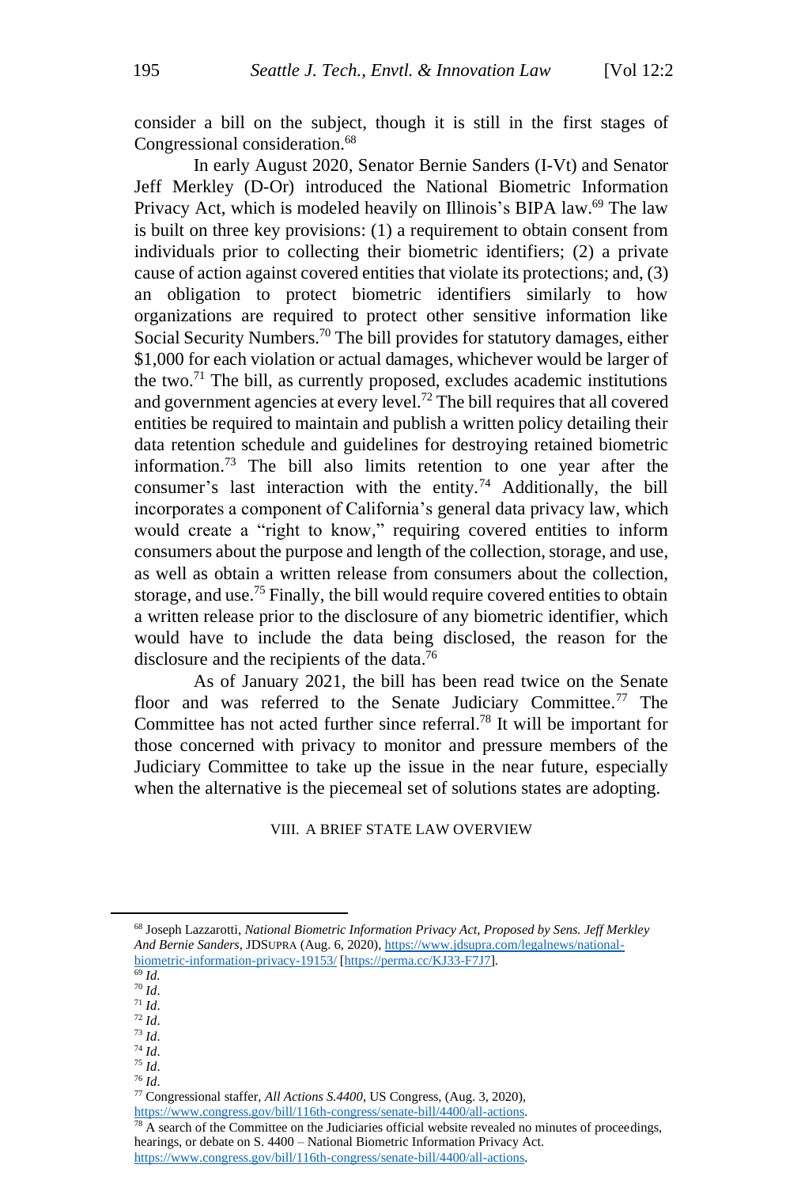consider a bill on the subject, though it is still in the first stages of Congressional consideration.[68]

In early August 2020, Senator Bernie Sanders (I-Vt) and Senator Jeff Merkley (D-Or) introduced the National Biometric Information Privacy Act, which is modeled heavily on Illinois's BIPA law.[69] The law is built on three key provisions: (1) a requirement to obtain consent from individuals prior to collecting their biometric identifiers; (2) a private cause of action against covered entities that violate its protections; and, (3) an obligation to protect biometric identifiers similarly to how organizations are required to protect other sensitive information like Social Security Numbers.[70] The bill provides for statutory damages, either $1,000 for each violation or actual damages, whichever would be larger of the two.[71] The bill, as currently proposed, excludes academic institutions and government agencies at every level.[72] The bill requires that all covered entities be required to maintain and publish a written policy detailing their data retention schedule and guidelines for destroying retained biometric information.[73] The bill also limits retention to one year after the consumer's last interaction with the entity.[74] Additionally, the bill incorporates a component of California's general data privacy law, which would create a "right to know," requiring covered entities to inform consumers about the purpose and length of the collection, storage, and use, as well as obtain a written release from consumers about the collection, storage, and use.[75] Finally, the bill would require covered entities to obtain a written release prior to the disclosure of any biometric identifier, which would have to include the data being disclosed, the reason for the disclosure and the recipients of the data.[76]

As of January 2021, the bill has been read twice on the Senate floor and was referred to the Senate Judiciary Committee.[77] The Committee has not acted further since referral.[78] It will be important for those concerned with privacy to monitor and pressure members of the Judiciary Committee to take up the issue in the near future, especially when the alternative is the piecemeal set of solutions states are adopting.

## VIII. A BRIEF STATE LAW OVERVIEW

---

[68] Joseph Lazzarotti, *National Biometric Information Privacy Act, Proposed by Sens. Jeff Merkley And Bernie Sanders*, JDSUPRA (Aug. 6, 2020), https://www.jdsupra.com/legalnews/national-biometric-information-privacy-19153/ [https://perma.cc/KJ33-F7J7].

[69] *Id.*

[70] *Id.*

[71] *Id.*

[72] *Id.*

[73] *Id.*

[74] *Id.*

[75] *Id.*

[76] *Id.*

[77] Congressional staffer, *All Actions S.4400*, US Congress, (Aug. 3, 2020), https://www.congress.gov/bill/116th-congress/senate-bill/4400/all-actions.

[78] A search of the Committee on the Judiciaries official website revealed no minutes of proceedings, hearings, or debate on S. 4400 – National Biometric Information Privacy Act. https://www.congress.gov/bill/116th-congress/senate-bill/4400/all-actions.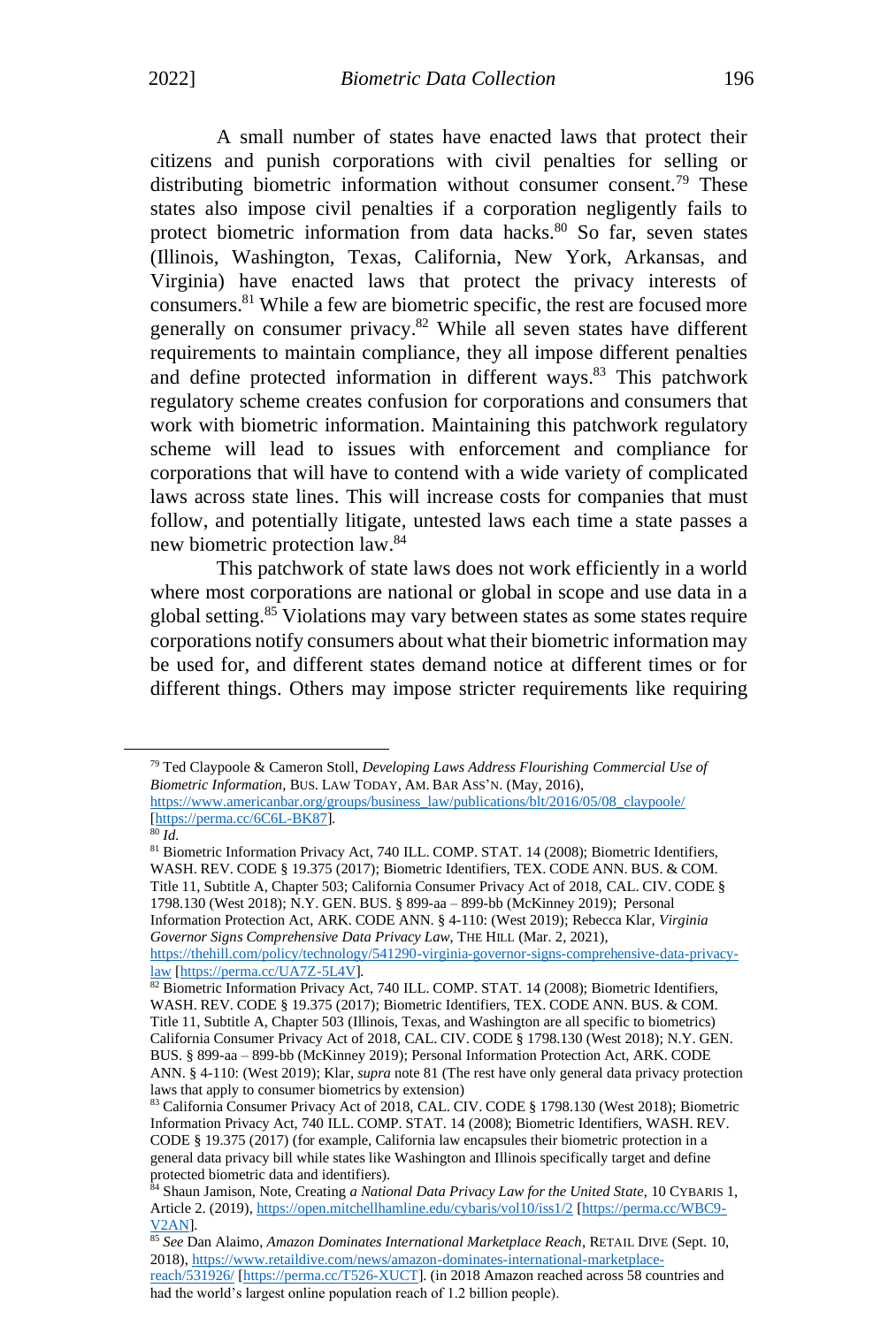A small number of states have enacted laws that protect their citizens and punish corporations with civil penalties for selling or distributing biometric information without consumer consent.[79] These states also impose civil penalties if a corporation negligently fails to protect biometric information from data hacks.[80] So far, seven states (Illinois, Washington, Texas, California, New York, Arkansas, and Virginia) have enacted laws that protect the privacy interests of consumers.[81] While a few are biometric specific, the rest are focused more generally on consumer privacy.[82] While all seven states have different requirements to maintain compliance, they all impose different penalties and define protected information in different ways.[83] This patchwork regulatory scheme creates confusion for corporations and consumers that work with biometric information. Maintaining this patchwork regulatory scheme will lead to issues with enforcement and compliance for corporations that will have to contend with a wide variety of complicated laws across state lines. This will increase costs for companies that must follow, and potentially litigate, untested laws each time a state passes a new biometric protection law.[84]

This patchwork of state laws does not work efficiently in a world where most corporations are national or global in scope and use data in a global setting.[85] Violations may vary between states as some states require corporations notify consumers about what their biometric information may be used for, and different states demand notice at different times or for different things. Others may impose stricter requirements like requiring

---

[79] Ted Claypoole & Cameron Stoll, *Developing Laws Address Flourishing Commercial Use of Biometric Information*, BUS. LAW TODAY, AM. BAR ASS'N. (May, 2016), https://www.americanbar.org/groups/business_law/publications/blt/2016/05/08_claypoole/ [https://perma.cc/6C6L-BK87].

[80] *Id.*

[81] Biometric Information Privacy Act, 740 ILL. COMP. STAT. 14 (2008); Biometric Identifiers, WASH. REV. CODE § 19.375 (2017); Biometric Identifiers, TEX. CODE ANN. BUS. & COM. Title 11, Subtitle A, Chapter 503; California Consumer Privacy Act of 2018, CAL. CIV. CODE § 1798.130 (West 2018); N.Y. GEN. BUS. § 899-aa – 899-bb (McKinney 2019); Personal Information Protection Act, ARK. CODE ANN. § 4-110: (West 2019); Rebecca Klar, *Virginia Governor Signs Comprehensive Data Privacy Law*, THE HILL (Mar. 2, 2021), https://thehill.com/policy/technology/541290-virginia-governor-signs-comprehensive-data-privacy-law [https://perma.cc/UA7Z-5L4V].

[82] Biometric Information Privacy Act, 740 ILL. COMP. STAT. 14 (2008); Biometric Identifiers, WASH. REV. CODE § 19.375 (2017); Biometric Identifiers, TEX. CODE ANN. BUS. & COM. Title 11, Subtitle A, Chapter 503 (Illinois, Texas, and Washington are all specific to biometrics) California Consumer Privacy Act of 2018, CAL. CIV. CODE § 1798.130 (West 2018); N.Y. GEN. BUS. § 899-aa – 899-bb (McKinney 2019); Personal Information Protection Act, ARK. CODE ANN. § 4-110: (West 2019); Klar, *supra* note 81 (The rest have only general data privacy protection laws that apply to consumer biometrics by extension)

[83] California Consumer Privacy Act of 2018, CAL. CIV. CODE § 1798.130 (West 2018); Biometric Information Privacy Act, 740 ILL. COMP. STAT. 14 (2008); Biometric Identifiers, WASH. REV. CODE § 19.375 (2017) (for example, California law encapsules their biometric protection in a general data privacy bill while states like Washington and Illinois specifically target and define protected biometric data and identifiers).

[84] Shaun Jamison, Note, Creating *a National Data Privacy Law for the United State*, 10 CYBARIS 1, Article 2. (2019), https://open.mitchellhamline.edu/cybaris/vol10/iss1/2 [https://perma.cc/WBC9-V2AN].

[85] *See* Dan Alaimo, *Amazon Dominates International Marketplace Reach*, RETAIL DIVE (Sept. 10, 2018), https://www.retaildive.com/news/amazon-dominates-international-marketplace-reach/531926/ [https://perma.cc/T526-XUCT]. (in 2018 Amazon reached across 58 countries and had the world's largest online population reach of 1.2 billion people).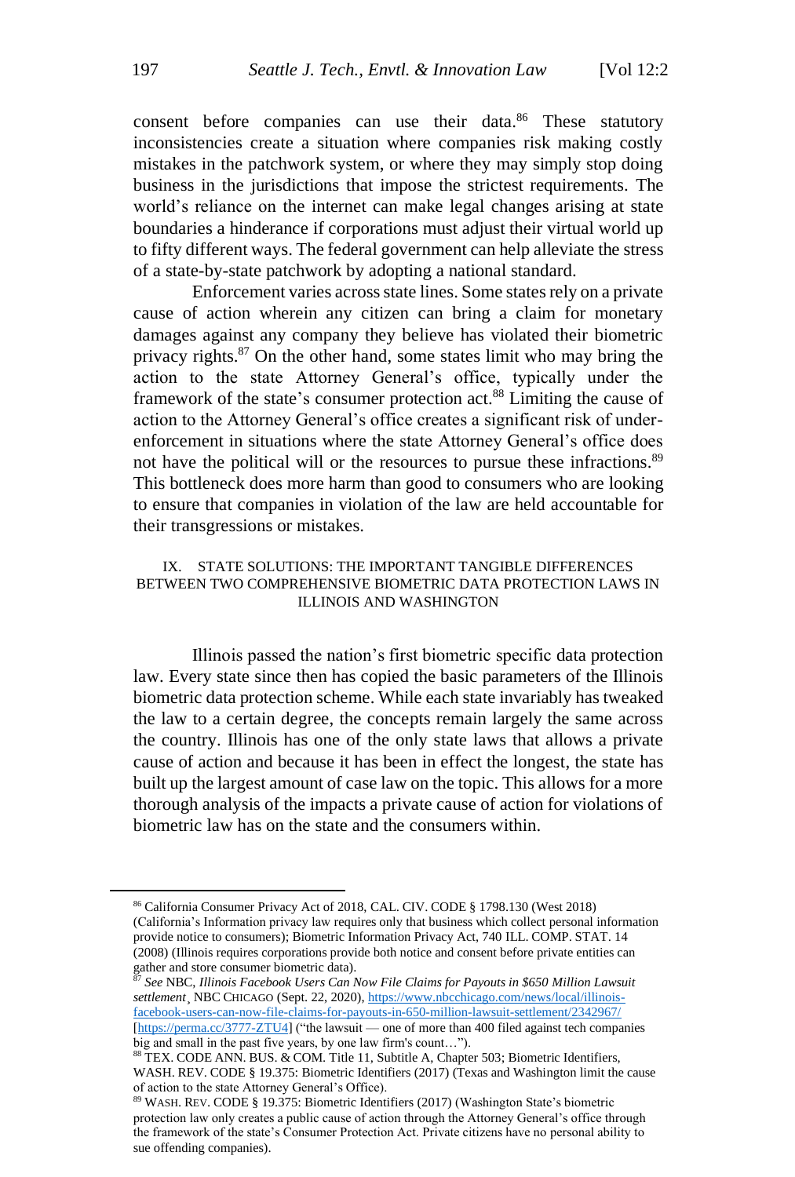consent before companies can use their data.[86] These statutory inconsistencies create a situation where companies risk making costly mistakes in the patchwork system, or where they may simply stop doing business in the jurisdictions that impose the strictest requirements. The world's reliance on the internet can make legal changes arising at state boundaries a hinderance if corporations must adjust their virtual world up to fifty different ways. The federal government can help alleviate the stress of a state-by-state patchwork by adopting a national standard.

Enforcement varies across state lines. Some states rely on a private cause of action wherein any citizen can bring a claim for monetary damages against any company they believe has violated their biometric privacy rights.[87] On the other hand, some states limit who may bring the action to the state Attorney General's office, typically under the framework of the state's consumer protection act.[88] Limiting the cause of action to the Attorney General's office creates a significant risk of under-enforcement in situations where the state Attorney General's office does not have the political will or the resources to pursue these infractions.[89] This bottleneck does more harm than good to consumers who are looking to ensure that companies in violation of the law are held accountable for their transgressions or mistakes.

## IX. STATE SOLUTIONS: THE IMPORTANT TANGIBLE DIFFERENCES BETWEEN TWO COMPREHENSIVE BIOMETRIC DATA PROTECTION LAWS IN ILLINOIS AND WASHINGTON

Illinois passed the nation's first biometric specific data protection law. Every state since then has copied the basic parameters of the Illinois biometric data protection scheme. While each state invariably has tweaked the law to a certain degree, the concepts remain largely the same across the country. Illinois has one of the only state laws that allows a private cause of action and because it has been in effect the longest, the state has built up the largest amount of case law on the topic. This allows for a more thorough analysis of the impacts a private cause of action for violations of biometric law has on the state and the consumers within.

---

[86] California Consumer Privacy Act of 2018, CAL. CIV. CODE § 1798.130 (West 2018) (California's Information privacy law requires only that business which collect personal information provide notice to consumers); Biometric Information Privacy Act, 740 ILL. COMP. STAT. 14 (2008) (Illinois requires corporations provide both notice and consent before private entities can gather and store consumer biometric data).

[87] *See* NBC, *Illinois Facebook Users Can Now File Claims for Payouts in $650 Million Lawsuit settlement*¸ NBC CHICAGO (Sept. 22, 2020), https://www.nbcchicago.com/news/local/illinois-facebook-users-can-now-file-claims-for-payouts-in-650-million-lawsuit-settlement/2342967/ [https://perma.cc/3777-ZTU4] ("the lawsuit — one of more than 400 filed against tech companies big and small in the past five years, by one law firm's count…").

[88] TEX. CODE ANN. BUS. & COM. Title 11, Subtitle A, Chapter 503; Biometric Identifiers, WASH. REV. CODE § 19.375: Biometric Identifiers (2017) (Texas and Washington limit the cause of action to the state Attorney General's Office).

[89] WASH. REV. CODE § 19.375: Biometric Identifiers (2017) (Washington State's biometric protection law only creates a public cause of action through the Attorney General's office through the framework of the state's Consumer Protection Act. Private citizens have no personal ability to sue offending companies).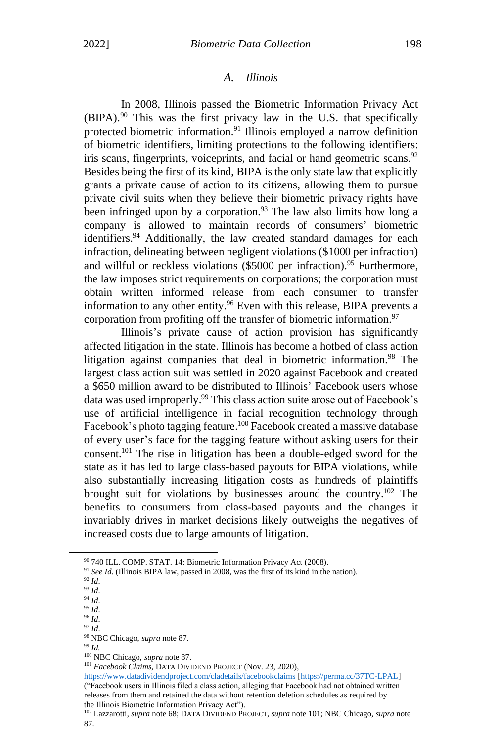### A. *Illinois*

In 2008, Illinois passed the Biometric Information Privacy Act (BIPA).[90] This was the first privacy law in the U.S. that specifically protected biometric information.[91] Illinois employed a narrow definition of biometric identifiers, limiting protections to the following identifiers: iris scans, fingerprints, voiceprints, and facial or hand geometric scans.[92] Besides being the first of its kind, BIPA is the only state law that explicitly grants a private cause of action to its citizens, allowing them to pursue private civil suits when they believe their biometric privacy rights have been infringed upon by a corporation.[93] The law also limits how long a company is allowed to maintain records of consumers' biometric identifiers.[94] Additionally, the law created standard damages for each infraction, delineating between negligent violations ($1000 per infraction) and willful or reckless violations ($5000 per infraction).[95] Furthermore, the law imposes strict requirements on corporations; the corporation must obtain written informed release from each consumer to transfer information to any other entity.[96] Even with this release, BIPA prevents a corporation from profiting off the transfer of biometric information.[97]

Illinois's private cause of action provision has significantly affected litigation in the state. Illinois has become a hotbed of class action litigation against companies that deal in biometric information.[98] The largest class action suit was settled in 2020 against Facebook and created a $650 million award to be distributed to Illinois' Facebook users whose data was used improperly.[99] This class action suite arose out of Facebook's use of artificial intelligence in facial recognition technology through Facebook's photo tagging feature.[100] Facebook created a massive database of every user's face for the tagging feature without asking users for their consent.[101] The rise in litigation has been a double-edged sword for the state as it has led to large class-based payouts for BIPA violations, while also substantially increasing litigation costs as hundreds of plaintiffs brought suit for violations by businesses around the country.[102] The benefits to consumers from class-based payouts and the changes it invariably drives in market decisions likely outweighs the negatives of increased costs due to large amounts of litigation.

---

[90] 740 ILL. COMP. STAT. 14: Biometric Information Privacy Act (2008).

[91] *See Id.* (Illinois BIPA law, passed in 2008, was the first of its kind in the nation).

[92] *Id*.

[93] *Id*.

[94] *Id*.

[95] *Id*.

[96] *Id*.

[97] *Id*.

[98] NBC Chicago, *supra* note 87.

[99] *Id.*

[100] NBC Chicago, *supra* note 87.

[101] *Facebook Claims*, DATA DIVIDEND PROJECT (Nov. 23, 2020), https://www.datadividendproject.com/cladetails/facebookclaims [https://perma.cc/37TC-LPAL] ("Facebook users in Illinois filed a class action, alleging that Facebook had not obtained written releases from them and retained the data without retention deletion schedules as required by the Illinois Biometric Information Privacy Act").

[102] Lazzarotti, *supra* note 68; DATA DIVIDEND PROJECT, *supra* note 101; NBC Chicago, *supra* note 87.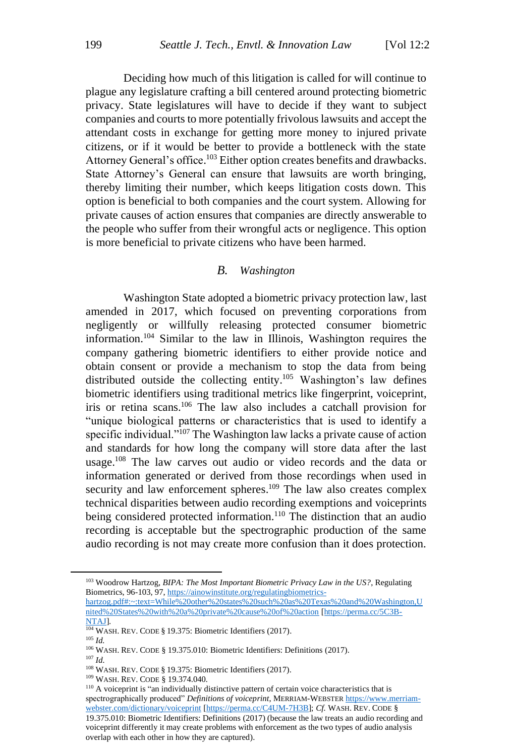Deciding how much of this litigation is called for will continue to plague any legislature crafting a bill centered around protecting biometric privacy. State legislatures will have to decide if they want to subject companies and courts to more potentially frivolous lawsuits and accept the attendant costs in exchange for getting more money to injured private citizens, or if it would be better to provide a bottleneck with the state Attorney General's office.[103] Either option creates benefits and drawbacks. State Attorney's General can ensure that lawsuits are worth bringing, thereby limiting their number, which keeps litigation costs down. This option is beneficial to both companies and the court system. Allowing for private causes of action ensures that companies are directly answerable to the people who suffer from their wrongful acts or negligence. This option is more beneficial to private citizens who have been harmed.

### *B. Washington*

Washington State adopted a biometric privacy protection law, last amended in 2017, which focused on preventing corporations from negligently or willfully releasing protected consumer biometric information.[104] Similar to the law in Illinois, Washington requires the company gathering biometric identifiers to either provide notice and obtain consent or provide a mechanism to stop the data from being distributed outside the collecting entity.[105] Washington's law defines biometric identifiers using traditional metrics like fingerprint, voiceprint, iris or retina scans.[106] The law also includes a catchall provision for "unique biological patterns or characteristics that is used to identify a specific individual."[107] The Washington law lacks a private cause of action and standards for how long the company will store data after the last usage.[108] The law carves out audio or video records and the data or information generated or derived from those recordings when used in security and law enforcement spheres.[109] The law also creates complex technical disparities between audio recording exemptions and voiceprints being considered protected information.[110] The distinction that an audio recording is acceptable but the spectrographic production of the same audio recording is not may create more confusion than it does protection.

---

[103] Woodrow Hartzog, *BIPA: The Most Important Biometric Privacy Law in the US?*, Regulating Biometrics, 96-103, 97, https://ainowinstitute.org/regulatingbiometrics-hartzog.pdf#:~:text=While%20other%20states%20such%20as%20Texas%20and%20Washington,United%20States%20with%20a%20private%20cause%20of%20action [https://perma.cc/5C3B-NTAJ].

[104] WASH. REV. CODE § 19.375: Biometric Identifiers (2017).

[105] *Id.*

[106] WASH. REV. CODE § 19.375.010: Biometric Identifiers: Definitions (2017).

[107] *Id.*

[108] WASH. REV. CODE § 19.375: Biometric Identifiers (2017).

[109] WASH. REV. CODE § 19.374.040.

[110] A voiceprint is "an individually distinctive pattern of certain voice characteristics that is spectrographically produced" *Definitions of voiceprint*, MERRIAM-WEBSTER https://www.merriam-webster.com/dictionary/voiceprint [https://perma.cc/C4UM-7H3B]; *Cf.* WASH. REV. CODE § 19.375.010: Biometric Identifiers: Definitions (2017) (because the law treats an audio recording and voiceprint differently it may create problems with enforcement as the two types of audio analysis overlap with each other in how they are captured).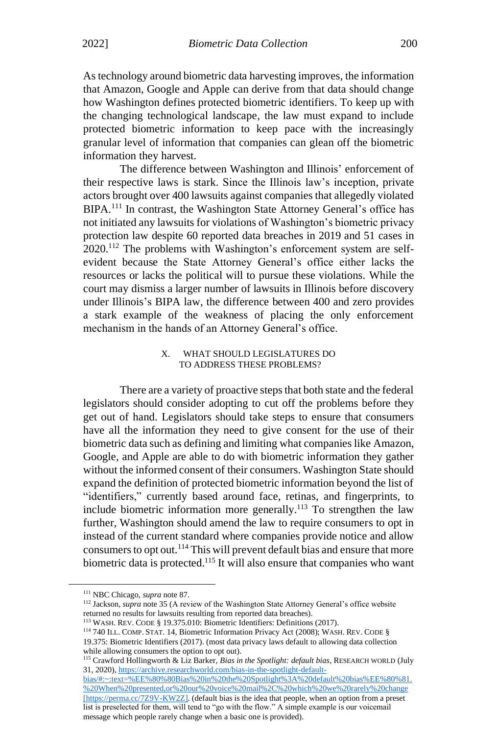As technology around biometric data harvesting improves, the information that Amazon, Google and Apple can derive from that data should change how Washington defines protected biometric identifiers. To keep up with the changing technological landscape, the law must expand to include protected biometric information to keep pace with the increasingly granular level of information that companies can glean off the biometric information they harvest.

The difference between Washington and Illinois' enforcement of their respective laws is stark. Since the Illinois law's inception, private actors brought over 400 lawsuits against companies that allegedly violated BIPA.[111] In contrast, the Washington State Attorney General's office has not initiated any lawsuits for violations of Washington's biometric privacy protection law despite 60 reported data breaches in 2019 and 51 cases in 2020.[112] The problems with Washington's enforcement system are self-evident because the State Attorney General's office either lacks the resources or lacks the political will to pursue these violations. While the court may dismiss a larger number of lawsuits in Illinois before discovery under Illinois's BIPA law, the difference between 400 and zero provides a stark example of the weakness of placing the only enforcement mechanism in the hands of an Attorney General's office.

## X. WHAT SHOULD LEGISLATURES DO TO ADDRESS THESE PROBLEMS?

There are a variety of proactive steps that both state and the federal legislators should consider adopting to cut off the problems before they get out of hand. Legislators should take steps to ensure that consumers have all the information they need to give consent for the use of their biometric data such as defining and limiting what companies like Amazon, Google, and Apple are able to do with biometric information they gather without the informed consent of their consumers. Washington State should expand the definition of protected biometric information beyond the list of "identifiers," currently based around face, retinas, and fingerprints, to include biometric information more generally.[113] To strengthen the law further, Washington should amend the law to require consumers to opt in instead of the current standard where companies provide notice and allow consumers to opt out.[114] This will prevent default bias and ensure that more biometric data is protected.[115] It will also ensure that companies who want

---

[111] NBC Chicago, *supra* note 87.

[112] Jackson, *supra* note 35 (A review of the Washington State Attorney General's office website returned no results for lawsuits resulting from reported data breaches).

[113] WASH. REV. CODE § 19.375.010: Biometric Identifiers: Definitions (2017).

[114] 740 ILL. COMP. STAT. 14, Biometric Information Privacy Act (2008); WASH. REV. CODE § 19.375: Biometric Identifiers (2017). (most data privacy laws default to allowing data collection while allowing consumers the option to opt out).

[115] Crawford Hollingworth & Liz Barker, *Bias in the Spotlight: default bias*, RESEARCH WORLD (July 31, 2020), https://archive.researchworld.com/bias-in-the-spotlight-default-bias/#:~:text=%EE%80%80Bias%20in%20the%20Spotlight%3A%20default%20bias%EE%80%81.%20When%20presented,or%20our%20voice%20mail%2C%20which%20we%20rarely%20change [https://perma.cc/7Z9V-KW2Z]. (default bias is the idea that people, when an option from a preset list is preselected for them, will tend to "go with the flow." A simple example is our voicemail message which people rarely change when a basic one is provided).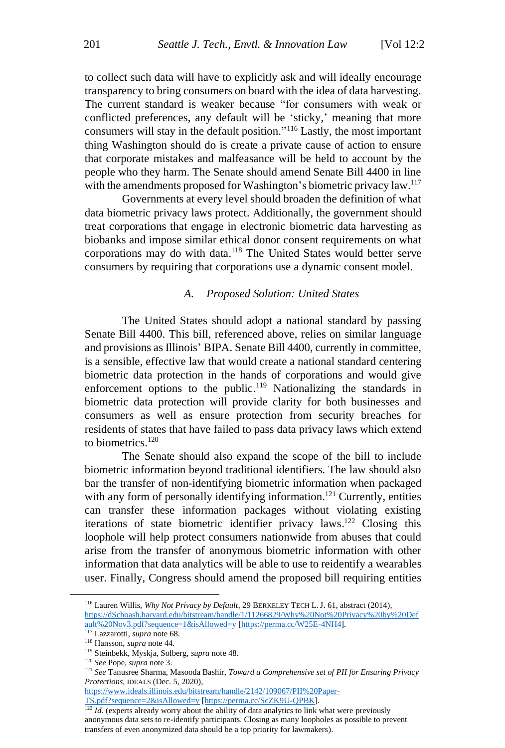to collect such data will have to explicitly ask and will ideally encourage transparency to bring consumers on board with the idea of data harvesting. The current standard is weaker because "for consumers with weak or conflicted preferences, any default will be 'sticky,' meaning that more consumers will stay in the default position."[116] Lastly, the most important thing Washington should do is create a private cause of action to ensure that corporate mistakes and malfeasance will be held to account by the people who they harm. The Senate should amend Senate Bill 4400 in line with the amendments proposed for Washington's biometric privacy law.[117]

Governments at every level should broaden the definition of what data biometric privacy laws protect. Additionally, the government should treat corporations that engage in electronic biometric data harvesting as biobanks and impose similar ethical donor consent requirements on what corporations may do with data.[118] The United States would better serve consumers by requiring that corporations use a dynamic consent model.

### *A. Proposed Solution: United States*

The United States should adopt a national standard by passing Senate Bill 4400. This bill, referenced above, relies on similar language and provisions as Illinois' BIPA. Senate Bill 4400, currently in committee, is a sensible, effective law that would create a national standard centering biometric data protection in the hands of corporations and would give enforcement options to the public.[119] Nationalizing the standards in biometric data protection will provide clarity for both businesses and consumers as well as ensure protection from security breaches for residents of states that have failed to pass data privacy laws which extend to biometrics.[120]

The Senate should also expand the scope of the bill to include biometric information beyond traditional identifiers. The law should also bar the transfer of non-identifying biometric information when packaged with any form of personally identifying information.[121] Currently, entities can transfer these information packages without violating existing iterations of state biometric identifier privacy laws.[122] Closing this loophole will help protect consumers nationwide from abuses that could arise from the transfer of anonymous biometric information with other information that data analytics will be able to use to reidentify a wearables user. Finally, Congress should amend the proposed bill requiring entities

---

[116] Lauren Willis, *Why Not Privacy by Default*, 29 BERKELEY TECH L. J. 61, abstract (2014), https://dSchoash.harvard.edu/bitstream/handle/1/11266829/Why%20Not%20Privacy%20by%20Default%20Nov3.pdf?sequence=1&isAllowed=y [https://perma.cc/W25E-4NH4].

[117] Lazzarotti, *supra* note 68.

[118] Hansson, *supra* note 44.

[119] Steinbekk, Myskja, Solberg, *supra* note 48.

[120] *See* Pope, *supra* note 3.

[121] *See* Tanusree Sharma, Masooda Bashir, *Toward a Comprehensive set of PII for Ensuring Privacy Protections*, IDEALS (Dec. 5, 2020), https://www.ideals.illinois.edu/bitstream/handle/2142/109067/PII%20Paper-TS.pdf?sequence=2&isAllowed=y [https://perma.cc/ScZK9U-QPBK].

[122] *Id.* (experts already worry about the ability of data analytics to link what were previously anonymous data sets to re-identify participants. Closing as many loopholes as possible to prevent transfers of even anonymized data should be a top priority for lawmakers).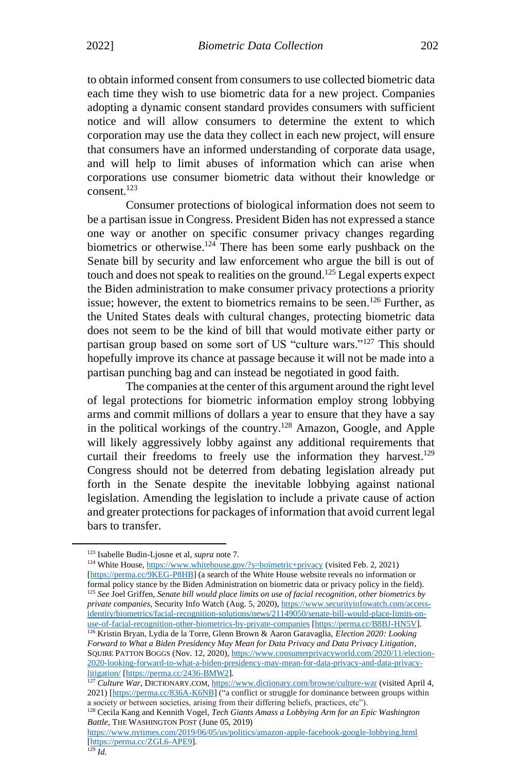to obtain informed consent from consumers to use collected biometric data each time they wish to use biometric data for a new project. Companies adopting a dynamic consent standard provides consumers with sufficient notice and will allow consumers to determine the extent to which corporation may use the data they collect in each new project, will ensure that consumers have an informed understanding of corporate data usage, and will help to limit abuses of information which can arise when corporations use consumer biometric data without their knowledge or consent.[123]

Consumer protections of biological information does not seem to be a partisan issue in Congress. President Biden has not expressed a stance one way or another on specific consumer privacy changes regarding biometrics or otherwise.[124] There has been some early pushback on the Senate bill by security and law enforcement who argue the bill is out of touch and does not speak to realities on the ground.[125] Legal experts expect the Biden administration to make consumer privacy protections a priority issue; however, the extent to biometrics remains to be seen.[126] Further, as the United States deals with cultural changes, protecting biometric data does not seem to be the kind of bill that would motivate either party or partisan group based on some sort of US "culture wars."[127] This should hopefully improve its chance at passage because it will not be made into a partisan punching bag and can instead be negotiated in good faith.

The companies at the center of this argument around the right level of legal protections for biometric information employ strong lobbying arms and commit millions of dollars a year to ensure that they have a say in the political workings of the country.[128] Amazon, Google, and Apple will likely aggressively lobby against any additional requirements that curtail their freedoms to freely use the information they harvest.[129] Congress should not be deterred from debating legislation already put forth in the Senate despite the inevitable lobbying against national legislation. Amending the legislation to include a private cause of action and greater protections for packages of information that avoid current legal bars to transfer.

---

[123] Isabelle Budin-Ljøsne et al, *supra* note 7.

[124] White House, https://www.whitehouse.gov/?s=boimetric+privacy (visited Feb. 2, 2021) [https://perma.cc/9KEG-P8HB] (a search of the White House website reveals no information or formal policy stance by the Biden Administration on biometric data or privacy policy in the field).

[125] *See* Joel Griffen, *Senate bill would place limits on use of facial recognition, other biometrics by private companies*, Security Info Watch (Aug. 5, 2020), https://www.securityinfowatch.com/access-identity/biometrics/facial-recognition-solutions/news/21149050/senate-bill-would-place-limits-on-use-of-facial-recognition-other-biometrics-by-private-companies [https://perma.cc/B8BJ-HN5V].

[126] Kristin Bryan, Lydia de la Torre, Glenn Brown & Aaron Garavaglia, *Election 2020: Looking Forward to What a Biden Presidency May Mean for Data Privacy and Data Privacy Litigation*, SQUIRE PATTON BOGGS (Nov. 12, 2020), https://www.consumerprivacyworld.com/2020/11/election-2020-looking-forward-to-what-a-biden-presidency-may-mean-for-data-privacy-and-data-privacy-litigation/ [https://perma.cc/2436-BMW2].

[127] *Culture War*, DICTIONARY.COM, https://www.dictionary.com/browse/culture-war (visited April 4, 2021) [https://perma.cc/836A-K6NB] ("a conflict or struggle for dominance between groups within a society or between societies, arising from their differing beliefs, practices, etc").

[128] Cecila Kang and Kennith Vogel, *Tech Giants Amass a Lobbying Arm for an Epic Washington Battle*, THE WASHINGTON POST (June 05, 2019) https://www.nytimes.com/2019/06/05/us/politics/amazon-apple-facebook-google-lobbying.html [https://perma.cc/ZGL6-APE9].

[129] *Id.*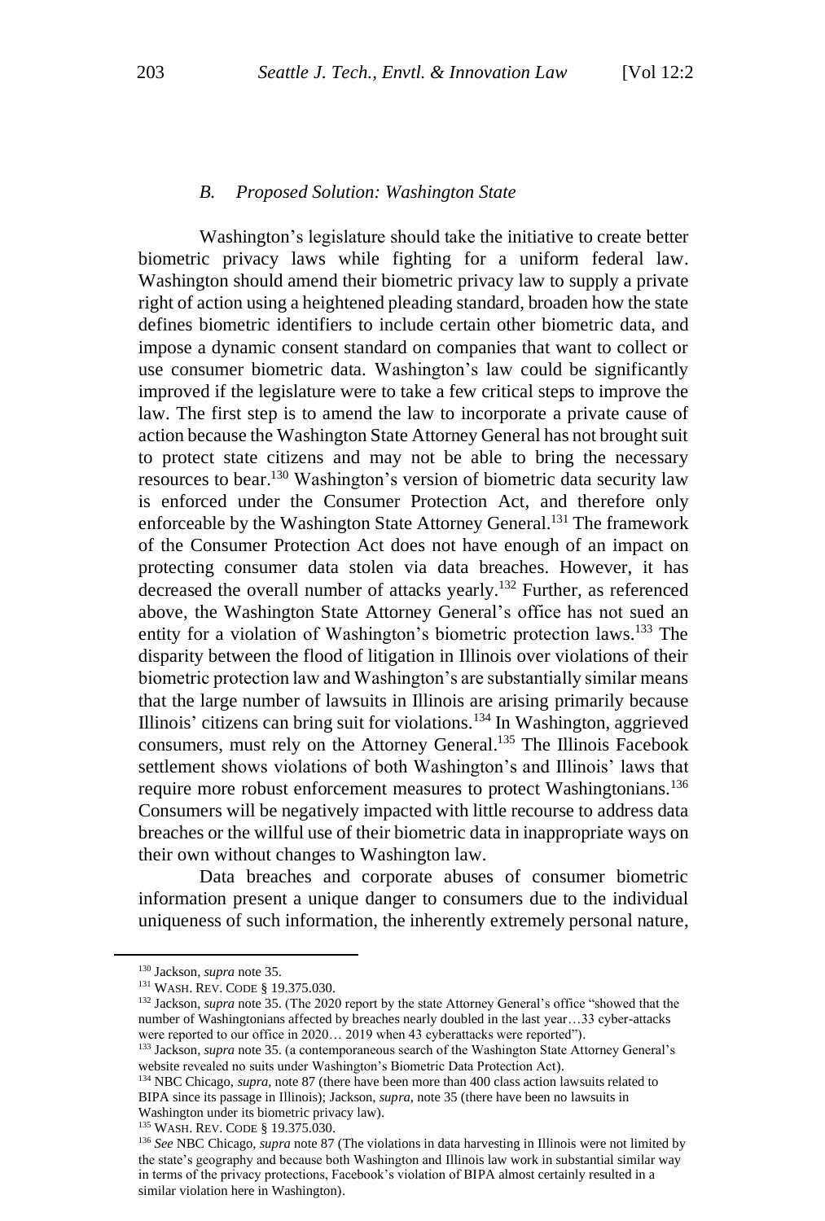### *B. Proposed Solution: Washington State*

Washington's legislature should take the initiative to create better biometric privacy laws while fighting for a uniform federal law. Washington should amend their biometric privacy law to supply a private right of action using a heightened pleading standard, broaden how the state defines biometric identifiers to include certain other biometric data, and impose a dynamic consent standard on companies that want to collect or use consumer biometric data. Washington's law could be significantly improved if the legislature were to take a few critical steps to improve the law. The first step is to amend the law to incorporate a private cause of action because the Washington State Attorney General has not brought suit to protect state citizens and may not be able to bring the necessary resources to bear.[130] Washington's version of biometric data security law is enforced under the Consumer Protection Act, and therefore only enforceable by the Washington State Attorney General.[131] The framework of the Consumer Protection Act does not have enough of an impact on protecting consumer data stolen via data breaches. However, it has decreased the overall number of attacks yearly.[132] Further, as referenced above, the Washington State Attorney General's office has not sued an entity for a violation of Washington's biometric protection laws.[133] The disparity between the flood of litigation in Illinois over violations of their biometric protection law and Washington's are substantially similar means that the large number of lawsuits in Illinois are arising primarily because Illinois' citizens can bring suit for violations.[134] In Washington, aggrieved consumers, must rely on the Attorney General.[135] The Illinois Facebook settlement shows violations of both Washington's and Illinois' laws that require more robust enforcement measures to protect Washingtonians.[136] Consumers will be negatively impacted with little recourse to address data breaches or the willful use of their biometric data in inappropriate ways on their own without changes to Washington law.

Data breaches and corporate abuses of consumer biometric information present a unique danger to consumers due to the individual uniqueness of such information, the inherently extremely personal nature,

---

[130] Jackson, *supra* note 35.

[131] WASH. REV. CODE § 19.375.030.

[132] Jackson, *supra* note 35. (The 2020 report by the state Attorney General's office "showed that the number of Washingtonians affected by breaches nearly doubled in the last year…33 cyber-attacks were reported to our office in 2020… 2019 when 43 cyberattacks were reported").

[133] Jackson, *supra* note 35. (a contemporaneous search of the Washington State Attorney General's website revealed no suits under Washington's Biometric Data Protection Act).

[134] NBC Chicago, *supra*, note 87 (there have been more than 400 class action lawsuits related to BIPA since its passage in Illinois); Jackson, *supra*, note 35 (there have been no lawsuits in Washington under its biometric privacy law).

[135] WASH. REV. CODE § 19.375.030.

[136] *See* NBC Chicago, *supra* note 87 (The violations in data harvesting in Illinois were not limited by the state's geography and because both Washington and Illinois law work in substantial similar way in terms of the privacy protections, Facebook's violation of BIPA almost certainly resulted in a similar violation here in Washington).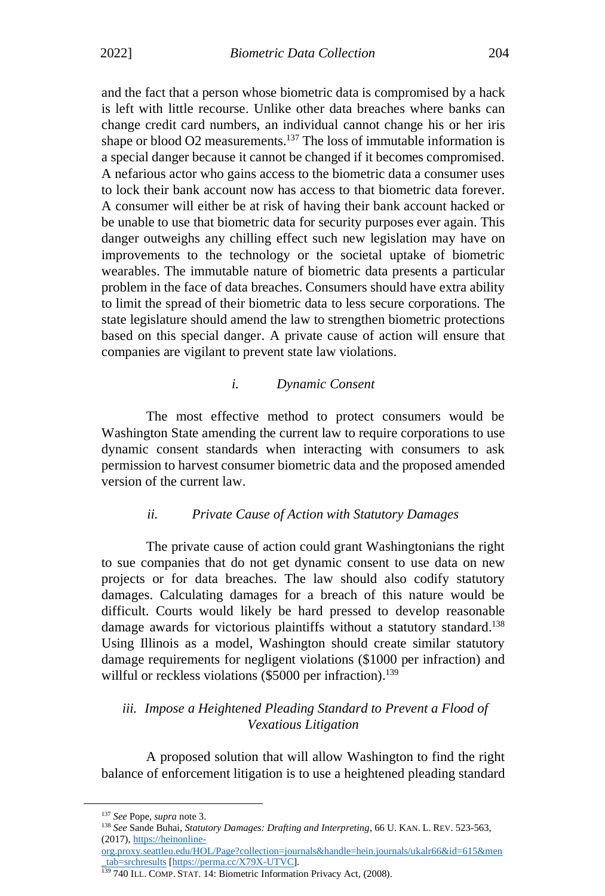and the fact that a person whose biometric data is compromised by a hack is left with little recourse. Unlike other data breaches where banks can change credit card numbers, an individual cannot change his or her iris shape or blood O2 measurements.[137] The loss of immutable information is a special danger because it cannot be changed if it becomes compromised. A nefarious actor who gains access to the biometric data a consumer uses to lock their bank account now has access to that biometric data forever. A consumer will either be at risk of having their bank account hacked or be unable to use that biometric data for security purposes ever again. This danger outweighs any chilling effect such new legislation may have on improvements to the technology or the societal uptake of biometric wearables. The immutable nature of biometric data presents a particular problem in the face of data breaches. Consumers should have extra ability to limit the spread of their biometric data to less secure corporations. The state legislature should amend the law to strengthen biometric protections based on this special danger. A private cause of action will ensure that companies are vigilant to prevent state law violations.

### *i. Dynamic Consent*

The most effective method to protect consumers would be Washington State amending the current law to require corporations to use dynamic consent standards when interacting with consumers to ask permission to harvest consumer biometric data and the proposed amended version of the current law.

### *ii. Private Cause of Action with Statutory Damages*

The private cause of action could grant Washingtonians the right to sue companies that do not get dynamic consent to use data on new projects or for data breaches. The law should also codify statutory damages. Calculating damages for a breach of this nature would be difficult. Courts would likely be hard pressed to develop reasonable damage awards for victorious plaintiffs without a statutory standard.[138] Using Illinois as a model, Washington should create similar statutory damage requirements for negligent violations ($1000 per infraction) and willful or reckless violations ($5000 per infraction).[139]

### *iii. Impose a Heightened Pleading Standard to Prevent a Flood of Vexatious Litigation*

A proposed solution that will allow Washington to find the right balance of enforcement litigation is to use a heightened pleading standard

---

[137] *See* Pope, *supra* note 3.

[138] *See* Sande Buhai, *Statutory Damages: Drafting and Interpreting*, 66 U. KAN. L. REV. 523-563, (2017), https://heinonline-org.proxy.seattleu.edu/HOL/Page?collection=journals&handle=hein.journals/ukalr66&id=615&men_tab=srchresults [https://perma.cc/X79X-UTVC].

[139] 740 ILL. COMP. STAT. 14: Biometric Information Privacy Act, (2008).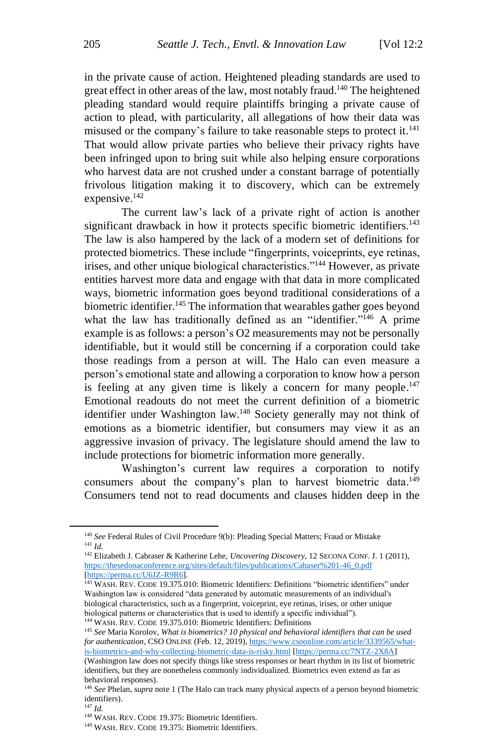in the private cause of action. Heightened pleading standards are used to great effect in other areas of the law, most notably fraud.[140] The heightened pleading standard would require plaintiffs bringing a private cause of action to plead, with particularity, all allegations of how their data was misused or the company's failure to take reasonable steps to protect it.[141] That would allow private parties who believe their privacy rights have been infringed upon to bring suit while also helping ensure corporations who harvest data are not crushed under a constant barrage of potentially frivolous litigation making it to discovery, which can be extremely expensive.[142]

The current law's lack of a private right of action is another significant drawback in how it protects specific biometric identifiers.[143] The law is also hampered by the lack of a modern set of definitions for protected biometrics. These include "fingerprints, voiceprints, eye retinas, irises, and other unique biological characteristics."[144] However, as private entities harvest more data and engage with that data in more complicated ways, biometric information goes beyond traditional considerations of a biometric identifier.[145] The information that wearables gather goes beyond what the law has traditionally defined as an "identifier."[146] A prime example is as follows: a person's O2 measurements may not be personally identifiable, but it would still be concerning if a corporation could take those readings from a person at will. The Halo can even measure a person's emotional state and allowing a corporation to know how a person is feeling at any given time is likely a concern for many people.[147] Emotional readouts do not meet the current definition of a biometric identifier under Washington law.[148] Society generally may not think of emotions as a biometric identifier, but consumers may view it as an aggressive invasion of privacy. The legislature should amend the law to include protections for biometric information more generally.

Washington's current law requires a corporation to notify consumers about the company's plan to harvest biometric data.[149] Consumers tend not to read documents and clauses hidden deep in the

---

[140] *See* Federal Rules of Civil Procedure 9(b): Pleading Special Matters; Fraud or Mistake

[141] *Id.*

[142] Elizabeth J. Cabraser & Katherine Lehe, *Uncovering Discovery*, 12 SECONA CONF. J. 1 (2011), https://thesedonaconference.org/sites/default/files/publications/Cabaser%201-46_0.pdf [https://perma.cc/U6JZ-R9R6].

[143] WASH. REV. CODE 19.375.010: Biometric Identifiers: Definitions "biometric identifiers" under Washington law is considered "data generated by automatic measurements of an individual's biological characteristics, such as a fingerprint, voiceprint, eye retinas, irises, or other unique biological patterns or characteristics that is used to identify a specific individual").

[144] WASH. REV. CODE 19.375.010: Biometric Identifiers: Definitions

[145] *See* Maria Korolov, *What is biometrics? 10 physical and behavioral identifiers that can be used for authentication*, CSO ONLINE (Feb. 12, 2019), https://www.csoonline.com/article/3339565/what-is-biometrics-and-why-collecting-biometric-data-is-risky.html [https://perma.cc/7NTZ-2X8A] (Washington law does not specify things like stress responses or heart rhythm in its list of biometric identifiers, but they are nonetheless commonly individualized. Biometrics even extend as far as behavioral responses).

[146] *See* Phelan, *supra* note 1 (The Halo can track many physical aspects of a person beyond biometric identifiers).

[147] *Id.*

[148] WASH. REV. CODE 19.375: Biometric Identifiers.

[149] WASH. REV. CODE 19.375: Biometric Identifiers.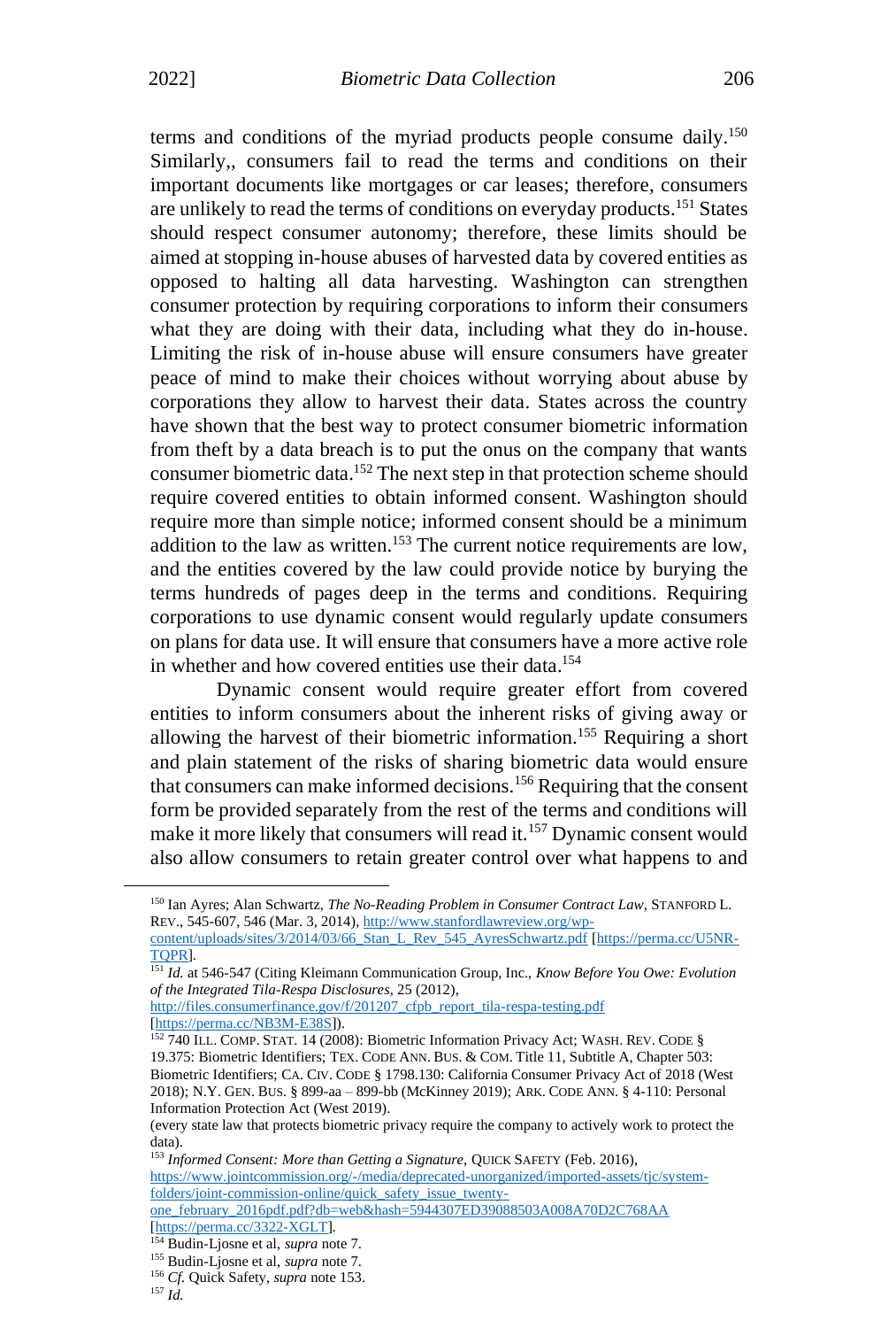terms and conditions of the myriad products people consume daily.[150] Similarly,, consumers fail to read the terms and conditions on their important documents like mortgages or car leases; therefore, consumers are unlikely to read the terms of conditions on everyday products.[151] States should respect consumer autonomy; therefore, these limits should be aimed at stopping in-house abuses of harvested data by covered entities as opposed to halting all data harvesting. Washington can strengthen consumer protection by requiring corporations to inform their consumers what they are doing with their data, including what they do in-house. Limiting the risk of in-house abuse will ensure consumers have greater peace of mind to make their choices without worrying about abuse by corporations they allow to harvest their data. States across the country have shown that the best way to protect consumer biometric information from theft by a data breach is to put the onus on the company that wants consumer biometric data.[152] The next step in that protection scheme should require covered entities to obtain informed consent. Washington should require more than simple notice; informed consent should be a minimum addition to the law as written.[153] The current notice requirements are low, and the entities covered by the law could provide notice by burying the terms hundreds of pages deep in the terms and conditions. Requiring corporations to use dynamic consent would regularly update consumers on plans for data use. It will ensure that consumers have a more active role in whether and how covered entities use their data.[154]

Dynamic consent would require greater effort from covered entities to inform consumers about the inherent risks of giving away or allowing the harvest of their biometric information.[155] Requiring a short and plain statement of the risks of sharing biometric data would ensure that consumers can make informed decisions.[156] Requiring that the consent form be provided separately from the rest of the terms and conditions will make it more likely that consumers will read it.[157] Dynamic consent would also allow consumers to retain greater control over what happens to and

---

[150] Ian Ayres; Alan Schwartz, *The No-Reading Problem in Consumer Contract Law*, STANFORD L. REV., 545-607, 546 (Mar. 3, 2014), http://www.stanfordlawreview.org/wp-content/uploads/sites/3/2014/03/66_Stan_L_Rev_545_AyresSchwartz.pdf [https://perma.cc/U5NR-TQPR].

[151] *Id.* at 546-547 (Citing Kleimann Communication Group, Inc., *Know Before You Owe: Evolution of the Integrated Tila-Respa Disclosures*, 25 (2012), http://files.consumerfinance.gov/f/201207_cfpb_report_tila-respa-testing.pdf [https://perma.cc/NB3M-E38S]).

[152] 740 ILL. COMP. STAT. 14 (2008): Biometric Information Privacy Act; WASH. REV. CODE § 19.375: Biometric Identifiers; TEX. CODE ANN. BUS. & COM. Title 11, Subtitle A, Chapter 503: Biometric Identifiers; CA. CIV. CODE § 1798.130: California Consumer Privacy Act of 2018 (West 2018); N.Y. GEN. BUS. § 899-aa – 899-bb (McKinney 2019); ARK. CODE ANN. § 4-110: Personal Information Protection Act (West 2019).
(every state law that protects biometric privacy require the company to actively work to protect the data).

[153] *Informed Consent: More than Getting a Signature*, QUICK SAFETY (Feb. 2016), https://www.jointcommission.org/-/media/deprecated-unorganized/imported-assets/tjc/system-folders/joint-commission-online/quick_safety_issue_twenty-one_february_2016pdf.pdf?db=web&hash=5944307ED39088503A008A70D2C768AA [https://perma.cc/3322-XGLT].

[154] Budin-Ljosne et al, *supra* note 7.

[155] Budin-Ljosne et al, *supra* note 7.

[156] *Cf.* Quick Safety, *supra* note 153.

[157] *Id.*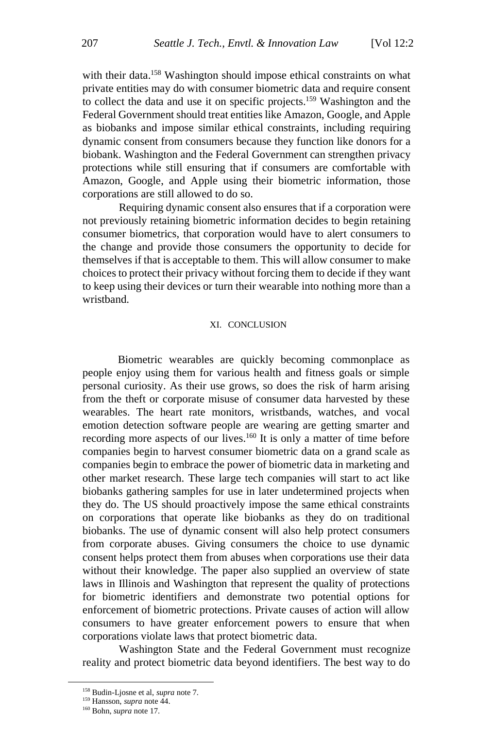with their data.[158] Washington should impose ethical constraints on what private entities may do with consumer biometric data and require consent to collect the data and use it on specific projects.[159] Washington and the Federal Government should treat entities like Amazon, Google, and Apple as biobanks and impose similar ethical constraints, including requiring dynamic consent from consumers because they function like donors for a biobank. Washington and the Federal Government can strengthen privacy protections while still ensuring that if consumers are comfortable with Amazon, Google, and Apple using their biometric information, those corporations are still allowed to do so.

Requiring dynamic consent also ensures that if a corporation were not previously retaining biometric information decides to begin retaining consumer biometrics, that corporation would have to alert consumers to the change and provide those consumers the opportunity to decide for themselves if that is acceptable to them. This will allow consumer to make choices to protect their privacy without forcing them to decide if they want to keep using their devices or turn their wearable into nothing more than a wristband.

## XI. CONCLUSION

Biometric wearables are quickly becoming commonplace as people enjoy using them for various health and fitness goals or simple personal curiosity. As their use grows, so does the risk of harm arising from the theft or corporate misuse of consumer data harvested by these wearables. The heart rate monitors, wristbands, watches, and vocal emotion detection software people are wearing are getting smarter and recording more aspects of our lives.[160] It is only a matter of time before companies begin to harvest consumer biometric data on a grand scale as companies begin to embrace the power of biometric data in marketing and other market research. These large tech companies will start to act like biobanks gathering samples for use in later undetermined projects when they do. The US should proactively impose the same ethical constraints on corporations that operate like biobanks as they do on traditional biobanks. The use of dynamic consent will also help protect consumers from corporate abuses. Giving consumers the choice to use dynamic consent helps protect them from abuses when corporations use their data without their knowledge. The paper also supplied an overview of state laws in Illinois and Washington that represent the quality of protections for biometric identifiers and demonstrate two potential options for enforcement of biometric protections. Private causes of action will allow consumers to have greater enforcement powers to ensure that when corporations violate laws that protect biometric data.

Washington State and the Federal Government must recognize reality and protect biometric data beyond identifiers. The best way to do

---

[158] Budin-Ljosne et al, *supra* note 7.

[159] Hansson, *supra* note 44.

[160] Bohn, *supra* note 17.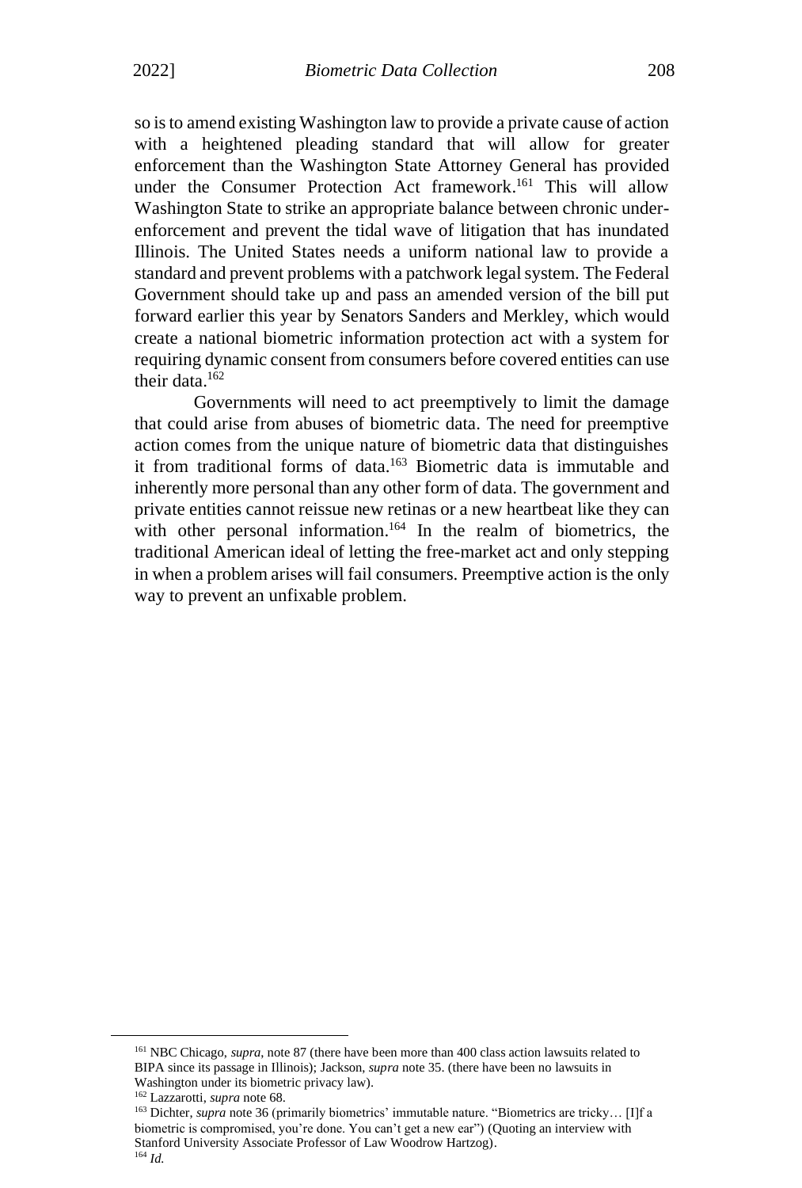so is to amend existing Washington law to provide a private cause of action with a heightened pleading standard that will allow for greater enforcement than the Washington State Attorney General has provided under the Consumer Protection Act framework.[161] This will allow Washington State to strike an appropriate balance between chronic under-enforcement and prevent the tidal wave of litigation that has inundated Illinois. The United States needs a uniform national law to provide a standard and prevent problems with a patchwork legal system. The Federal Government should take up and pass an amended version of the bill put forward earlier this year by Senators Sanders and Merkley, which would create a national biometric information protection act with a system for requiring dynamic consent from consumers before covered entities can use their data.[162]

Governments will need to act preemptively to limit the damage that could arise from abuses of biometric data. The need for preemptive action comes from the unique nature of biometric data that distinguishes it from traditional forms of data.[163] Biometric data is immutable and inherently more personal than any other form of data. The government and private entities cannot reissue new retinas or a new heartbeat like they can with other personal information.[164] In the realm of biometrics, the traditional American ideal of letting the free-market act and only stepping in when a problem arises will fail consumers. Preemptive action is the only way to prevent an unfixable problem.

---

[161] NBC Chicago, *supra*, note 87 (there have been more than 400 class action lawsuits related to BIPA since its passage in Illinois); Jackson, *supra* note 35. (there have been no lawsuits in Washington under its biometric privacy law).

[162] Lazzarotti, *supra* note 68.

[163] Dichter, *supra* note 36 (primarily biometrics' immutable nature. "Biometrics are tricky… [I]f a biometric is compromised, you're done. You can't get a new ear") (Quoting an interview with Stanford University Associate Professor of Law Woodrow Hartzog).

[164] *Id.*